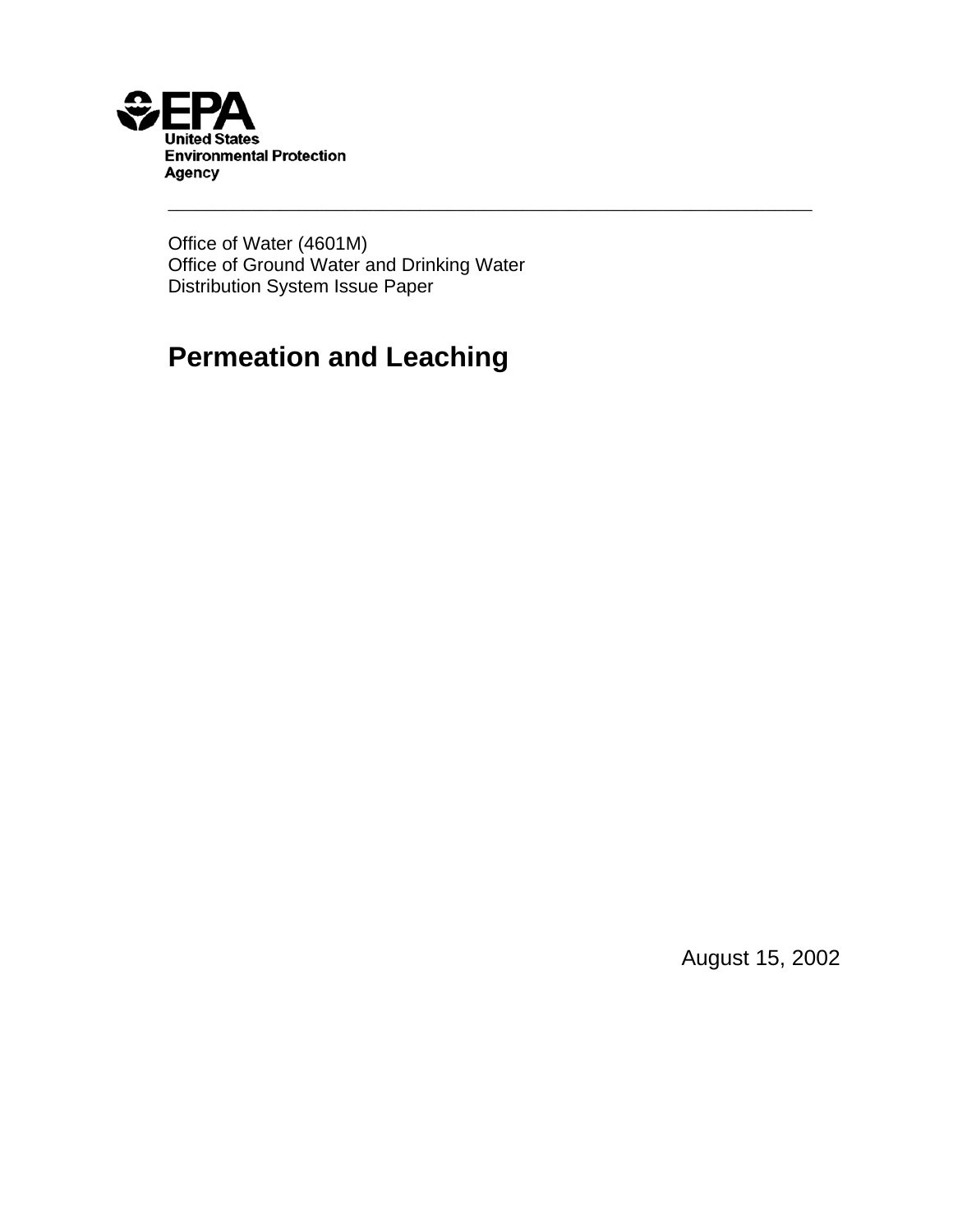**EPA**
**United States Environmental Protection Agency**

---

Office of Water (4601M)
Office of Ground Water and Drinking Water
Distribution System Issue Paper

# Permeation and Leaching

August 15, 2002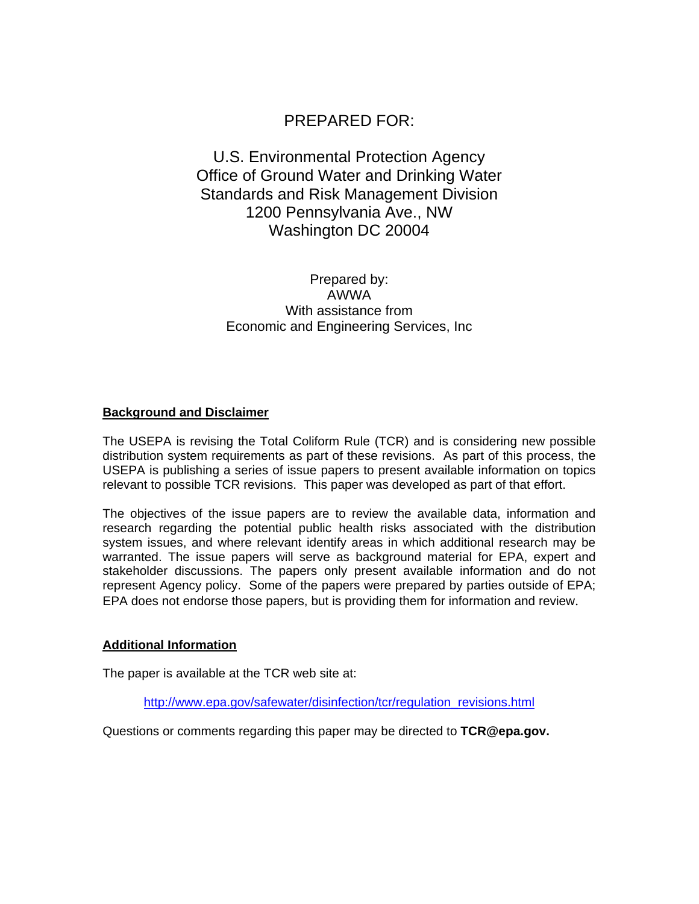PREPARED FOR:

U.S. Environmental Protection Agency
Office of Ground Water and Drinking Water
Standards and Risk Management Division
1200 Pennsylvania Ave., NW
Washington DC 20004

Prepared by:
AWWA
With assistance from
Economic and Engineering Services, Inc

**Background and Disclaimer**

The USEPA is revising the Total Coliform Rule (TCR) and is considering new possible distribution system requirements as part of these revisions. As part of this process, the USEPA is publishing a series of issue papers to present available information on topics relevant to possible TCR revisions. This paper was developed as part of that effort.

The objectives of the issue papers are to review the available data, information and research regarding the potential public health risks associated with the distribution system issues, and where relevant identify areas in which additional research may be warranted. The issue papers will serve as background material for EPA, expert and stakeholder discussions. The papers only present available information and do not represent Agency policy. Some of the papers were prepared by parties outside of EPA; EPA does not endorse those papers, but is providing them for information and review.

**Additional Information**

The paper is available at the TCR web site at:

http://www.epa.gov/safewater/disinfection/tcr/regulation_revisions.html

Questions or comments regarding this paper may be directed to **TCR@epa.gov.**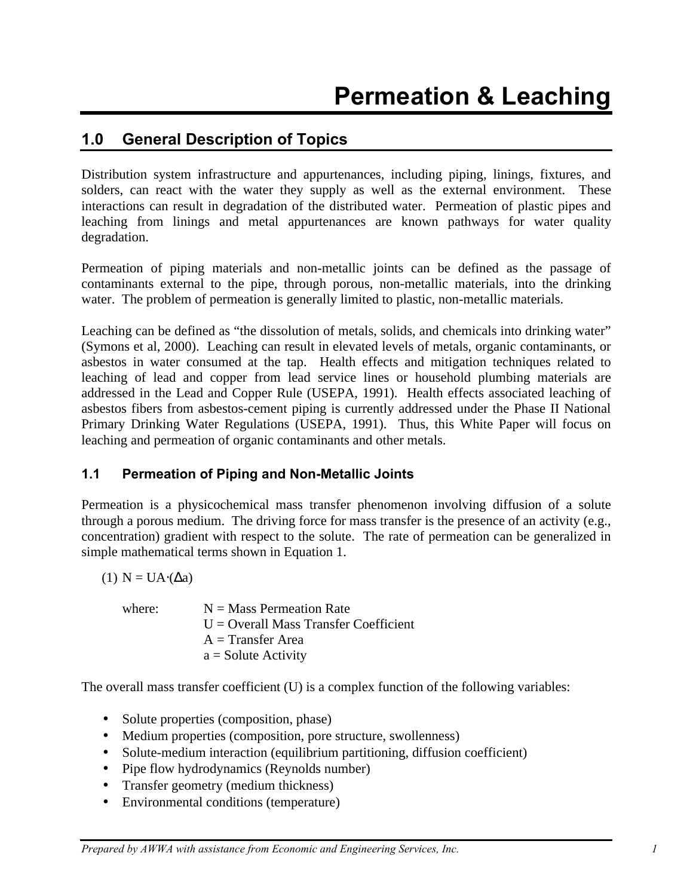# Permeation & Leaching

## 1.0 General Description of Topics

Distribution system infrastructure and appurtenances, including piping, linings, fixtures, and solders, can react with the water they supply as well as the external environment. These interactions can result in degradation of the distributed water. Permeation of plastic pipes and leaching from linings and metal appurtenances are known pathways for water quality degradation.

Permeation of piping materials and non-metallic joints can be defined as the passage of contaminants external to the pipe, through porous, non-metallic materials, into the drinking water. The problem of permeation is generally limited to plastic, non-metallic materials.

Leaching can be defined as "the dissolution of metals, solids, and chemicals into drinking water" (Symons et al, 2000). Leaching can result in elevated levels of metals, organic contaminants, or asbestos in water consumed at the tap. Health effects and mitigation techniques related to leaching of lead and copper from lead service lines or household plumbing materials are addressed in the Lead and Copper Rule (USEPA, 1991). Health effects associated leaching of asbestos fibers from asbestos-cement piping is currently addressed under the Phase II National Primary Drinking Water Regulations (USEPA, 1991). Thus, this White Paper will focus on leaching and permeation of organic contaminants and other metals.

### 1.1 Permeation of Piping and Non-Metallic Joints

Permeation is a physicochemical mass transfer phenomenon involving diffusion of a solute through a porous medium. The driving force for mass transfer is the presence of an activity (e.g., concentration) gradient with respect to the solute. The rate of permeation can be generalized in simple mathematical terms shown in Equation 1.

(1) $N = UA \cdot (\Delta a)$

where:
- $N$ = Mass Permeation Rate
- $U$ = Overall Mass Transfer Coefficient
- $A$ = Transfer Area
- $a$ = Solute Activity

The overall mass transfer coefficient ($U$) is a complex function of the following variables:

- Solute properties (composition, phase)
- Medium properties (composition, pore structure, swollenness)
- Solute-medium interaction (equilibrium partitioning, diffusion coefficient)
- Pipe flow hydrodynamics (Reynolds number)
- Transfer geometry (medium thickness)
- Environmental conditions (temperature)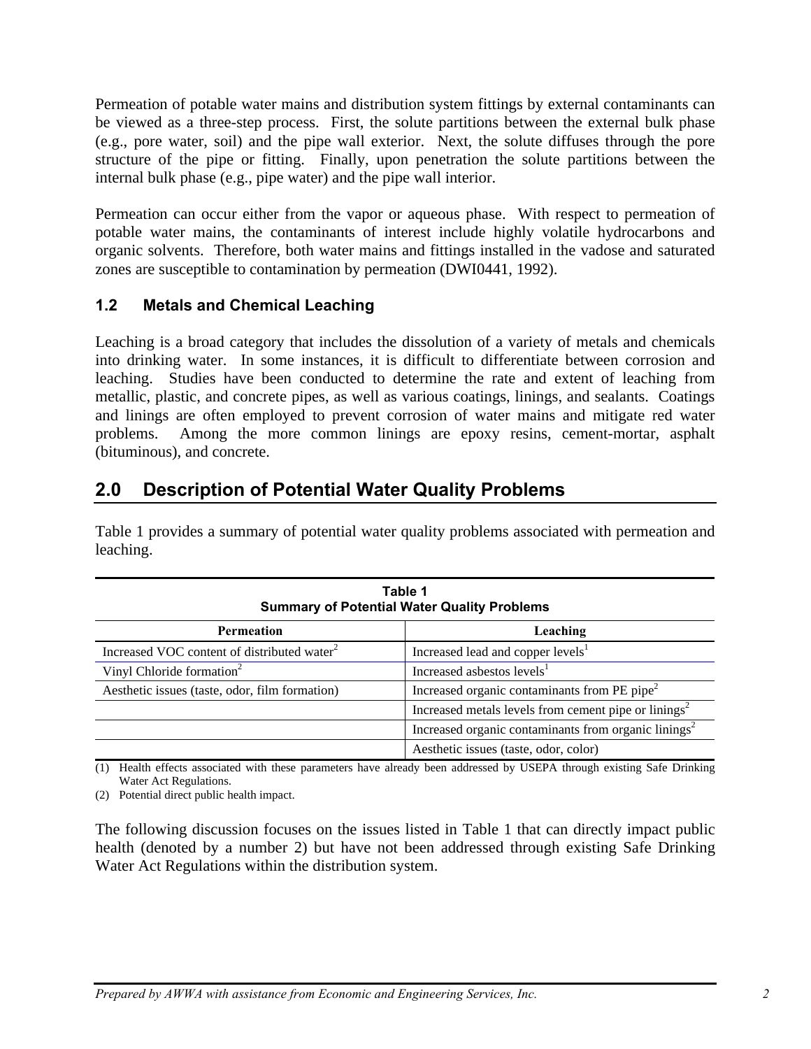Permeation of potable water mains and distribution system fittings by external contaminants can be viewed as a three-step process. First, the solute partitions between the external bulk phase (e.g., pore water, soil) and the pipe wall exterior. Next, the solute diffuses through the pore structure of the pipe or fitting. Finally, upon penetration the solute partitions between the internal bulk phase (e.g., pipe water) and the pipe wall interior.

Permeation can occur either from the vapor or aqueous phase. With respect to permeation of potable water mains, the contaminants of interest include highly volatile hydrocarbons and organic solvents. Therefore, both water mains and fittings installed in the vadose and saturated zones are susceptible to contamination by permeation (DWI0441, 1992).

### 1.2 Metals and Chemical Leaching

Leaching is a broad category that includes the dissolution of a variety of metals and chemicals into drinking water. In some instances, it is difficult to differentiate between corrosion and leaching. Studies have been conducted to determine the rate and extent of leaching from metallic, plastic, and concrete pipes, as well as various coatings, linings, and sealants. Coatings and linings are often employed to prevent corrosion of water mains and mitigate red water problems. Among the more common linings are epoxy resins, cement-mortar, asphalt (bituminous), and concrete.

## 2.0 Description of Potential Water Quality Problems

Table 1 provides a summary of potential water quality problems associated with permeation and leaching.

**Table 1**
**Summary of Potential Water Quality Problems**

| Permeation | Leaching |
|---|---|
| Increased VOC content of distributed water[2] | Increased lead and copper levels[1] |
| Vinyl Chloride formation[2] | Increased asbestos levels[1] |
| Aesthetic issues (taste, odor, film formation) | Increased organic contaminants from PE pipe[2] |
| | Increased metals levels from cement pipe or linings[2] |
| | Increased organic contaminants from organic linings[2] |
| | Aesthetic issues (taste, odor, color) |

(1) Health effects associated with these parameters have already been addressed by USEPA through existing Safe Drinking Water Act Regulations.

(2) Potential direct public health impact.

The following discussion focuses on the issues listed in Table 1 that can directly impact public health (denoted by a number 2) but have not been addressed through existing Safe Drinking Water Act Regulations within the distribution system.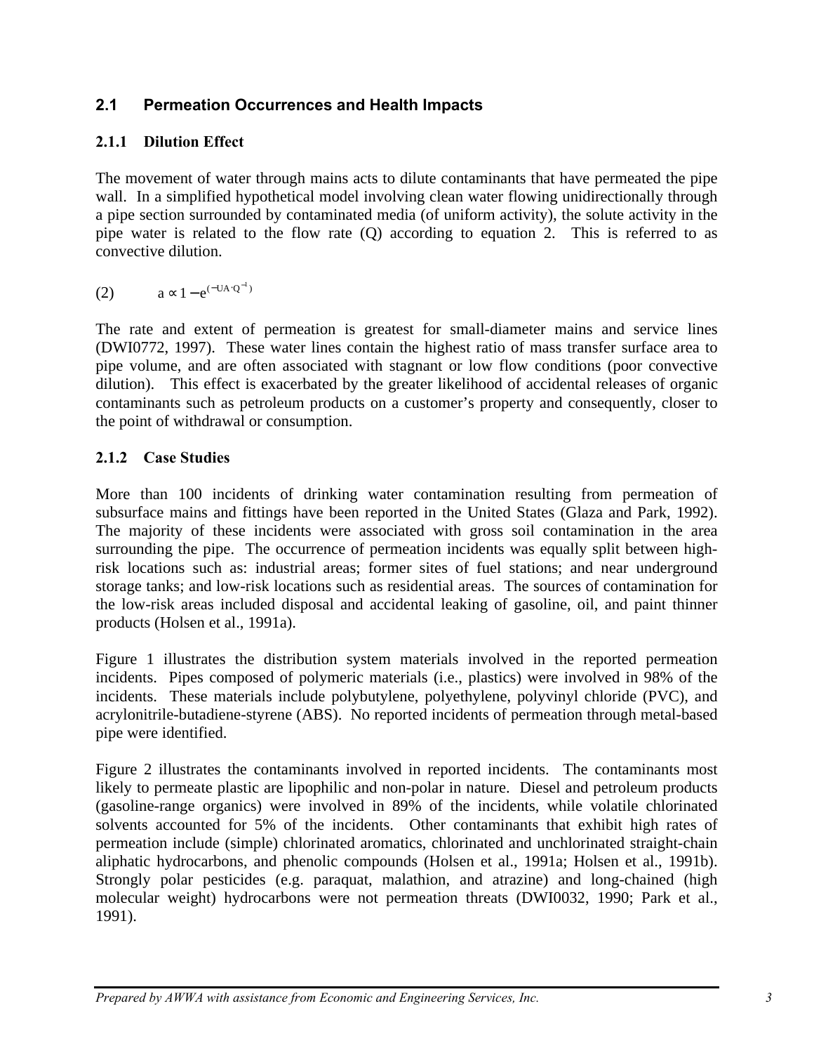## 2.1 Permeation Occurrences and Health Impacts

### 2.1.1 Dilution Effect

The movement of water through mains acts to dilute contaminants that have permeated the pipe wall. In a simplified hypothetical model involving clean water flowing unidirectionally through a pipe section surrounded by contaminated media (of uniform activity), the solute activity in the pipe water is related to the flow rate (Q) according to equation 2. This is referred to as convective dilution.

$$(2) \qquad a \propto 1 - e^{(-UA \cdot Q^{-1})}$$

The rate and extent of permeation is greatest for small-diameter mains and service lines (DWI0772, 1997). These water lines contain the highest ratio of mass transfer surface area to pipe volume, and are often associated with stagnant or low flow conditions (poor convective dilution). This effect is exacerbated by the greater likelihood of accidental releases of organic contaminants such as petroleum products on a customer's property and consequently, closer to the point of withdrawal or consumption.

### 2.1.2 Case Studies

More than 100 incidents of drinking water contamination resulting from permeation of subsurface mains and fittings have been reported in the United States (Glaza and Park, 1992). The majority of these incidents were associated with gross soil contamination in the area surrounding the pipe. The occurrence of permeation incidents was equally split between high-risk locations such as: industrial areas; former sites of fuel stations; and near underground storage tanks; and low-risk locations such as residential areas. The sources of contamination for the low-risk areas included disposal and accidental leaking of gasoline, oil, and paint thinner products (Holsen et al., 1991a).

Figure 1 illustrates the distribution system materials involved in the reported permeation incidents. Pipes composed of polymeric materials (i.e., plastics) were involved in 98% of the incidents. These materials include polybutylene, polyethylene, polyvinyl chloride (PVC), and acrylonitrile-butadiene-styrene (ABS). No reported incidents of permeation through metal-based pipe were identified.

Figure 2 illustrates the contaminants involved in reported incidents. The contaminants most likely to permeate plastic are lipophilic and non-polar in nature. Diesel and petroleum products (gasoline-range organics) were involved in 89% of the incidents, while volatile chlorinated solvents accounted for 5% of the incidents. Other contaminants that exhibit high rates of permeation include (simple) chlorinated aromatics, chlorinated and unchlorinated straight-chain aliphatic hydrocarbons, and phenolic compounds (Holsen et al., 1991a; Holsen et al., 1991b). Strongly polar pesticides (e.g. paraquat, malathion, and atrazine) and long-chained (high molecular weight) hydrocarbons were not permeation threats (DWI0032, 1990; Park et al., 1991).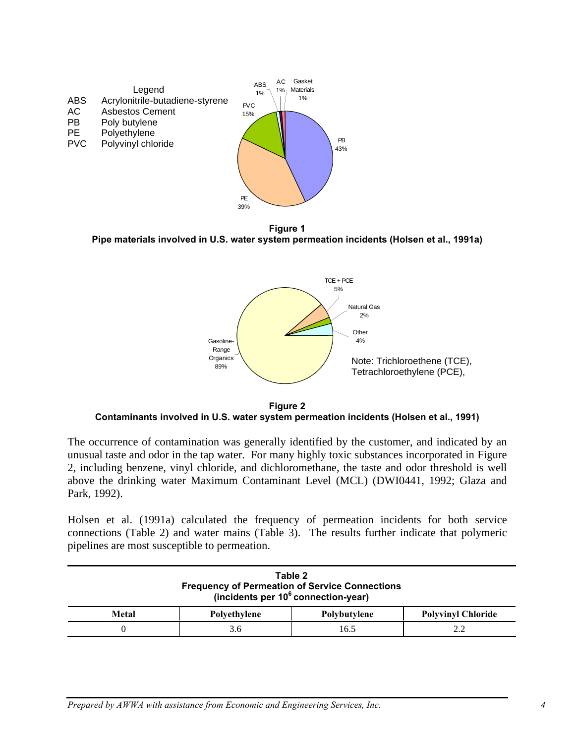Legend

ABS Acrylonitrile-butadiene-styrene
AC Asbestos Cement
PB Poly butylene
PE Polyethylene
PVC Polyvinyl chloride

ABS 1%, AC 1%, Gasket Materials 1%, PVC 15%, PB 43%, PE 39%

**Figure 1**
**Pipe materials involved in U.S. water system permeation incidents (Holsen et al., 1991a)**

TCE + PCE 5%, Natural Gas 2%, Other 4%, Gasoline-Range Organics 89%

Note: Trichloroethene (TCE), Tetrachloroethylene (PCE),

**Figure 2**
**Contaminants involved in U.S. water system permeation incidents (Holsen et al., 1991)**

The occurrence of contamination was generally identified by the customer, and indicated by an unusual taste and odor in the tap water. For many highly toxic substances incorporated in Figure 2, including benzene, vinyl chloride, and dichloromethane, the taste and odor threshold is well above the drinking water Maximum Contaminant Level (MCL) (DWI0441, 1992; Glaza and Park, 1992).

Holsen et al. (1991a) calculated the frequency of permeation incidents for both service connections (Table 2) and water mains (Table 3). The results further indicate that polymeric pipelines are most susceptible to permeation.

**Table 2**
**Frequency of Permeation of Service Connections**
**(incidents per $10^6$ connection-year)**

| Metal | Polyethylene | Polybutylene | Polyvinyl Chloride |
|---|---|---|---|
| 0 | 3.6 | 16.5 | 2.2 |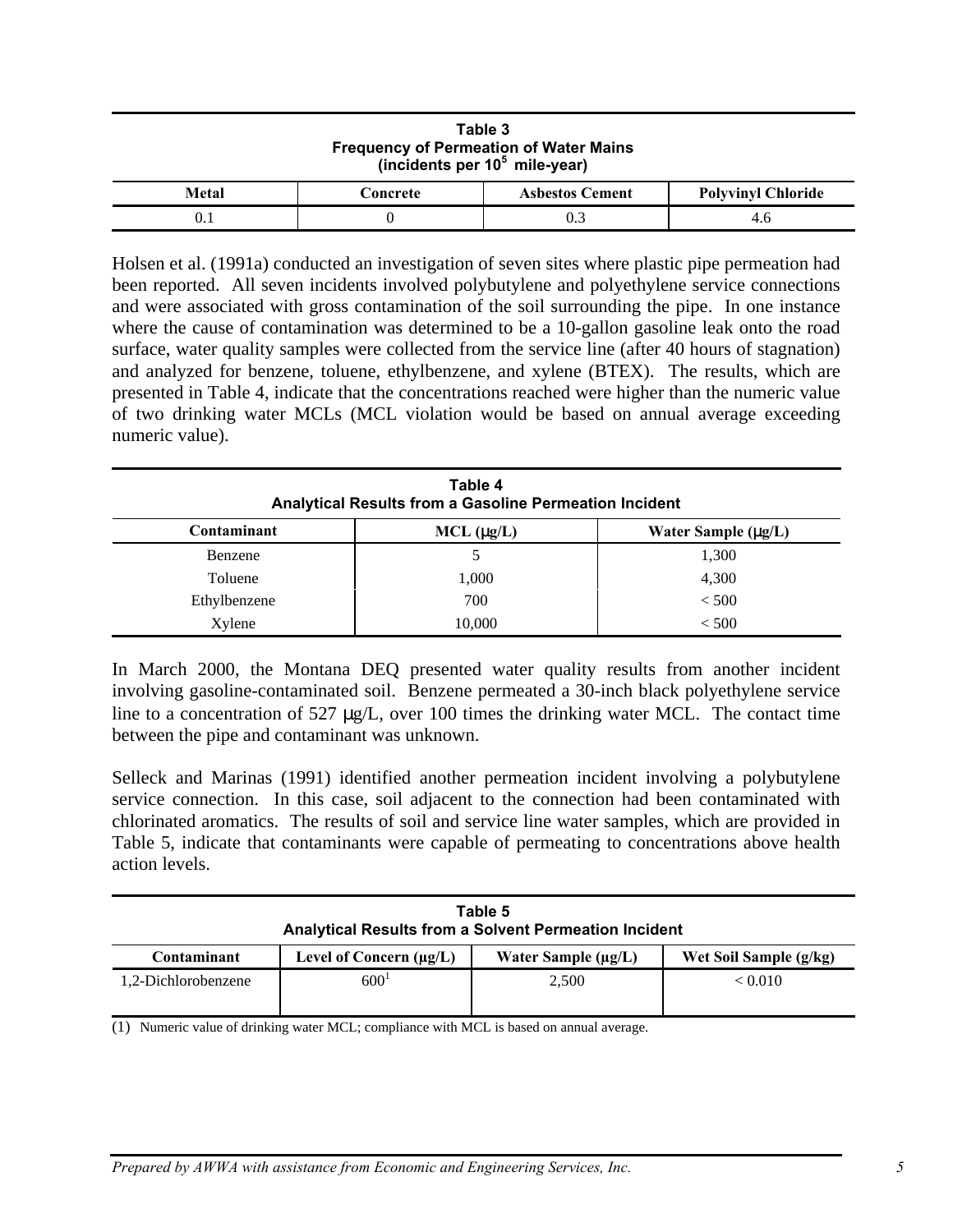**Table 3**
**Frequency of Permeation of Water Mains**
**(incidents per $10^5$ mile-year)**

| Metal | Concrete | Asbestos Cement | Polyvinyl Chloride |
|---|---|---|---|
| 0.1 | 0 | 0.3 | 4.6 |

Holsen et al. (1991a) conducted an investigation of seven sites where plastic pipe permeation had been reported. All seven incidents involved polybutylene and polyethylene service connections and were associated with gross contamination of the soil surrounding the pipe. In one instance where the cause of contamination was determined to be a 10-gallon gasoline leak onto the road surface, water quality samples were collected from the service line (after 40 hours of stagnation) and analyzed for benzene, toluene, ethylbenzene, and xylene (BTEX). The results, which are presented in Table 4, indicate that the concentrations reached were higher than the numeric value of two drinking water MCLs (MCL violation would be based on annual average exceeding numeric value).

**Table 4**
**Analytical Results from a Gasoline Permeation Incident**

| Contaminant | MCL (μg/L) | Water Sample (μg/L) |
|---|---|---|
| Benzene | 5 | 1,300 |
| Toluene | 1,000 | 4,300 |
| Ethylbenzene | 700 | < 500 |
| Xylene | 10,000 | < 500 |

In March 2000, the Montana DEQ presented water quality results from another incident involving gasoline-contaminated soil. Benzene permeated a 30-inch black polyethylene service line to a concentration of 527 μg/L, over 100 times the drinking water MCL. The contact time between the pipe and contaminant was unknown.

Selleck and Marinas (1991) identified another permeation incident involving a polybutylene service connection. In this case, soil adjacent to the connection had been contaminated with chlorinated aromatics. The results of soil and service line water samples, which are provided in Table 5, indicate that contaminants were capable of permeating to concentrations above health action levels.

**Table 5**
**Analytical Results from a Solvent Permeation Incident**

| Contaminant | Level of Concern (μg/L) | Water Sample (μg/L) | Wet Soil Sample (g/kg) |
|---|---|---|---|
| 1,2-Dichlorobenzene | 600[1] | 2,500 | < 0.010 |

(1) Numeric value of drinking water MCL; compliance with MCL is based on annual average.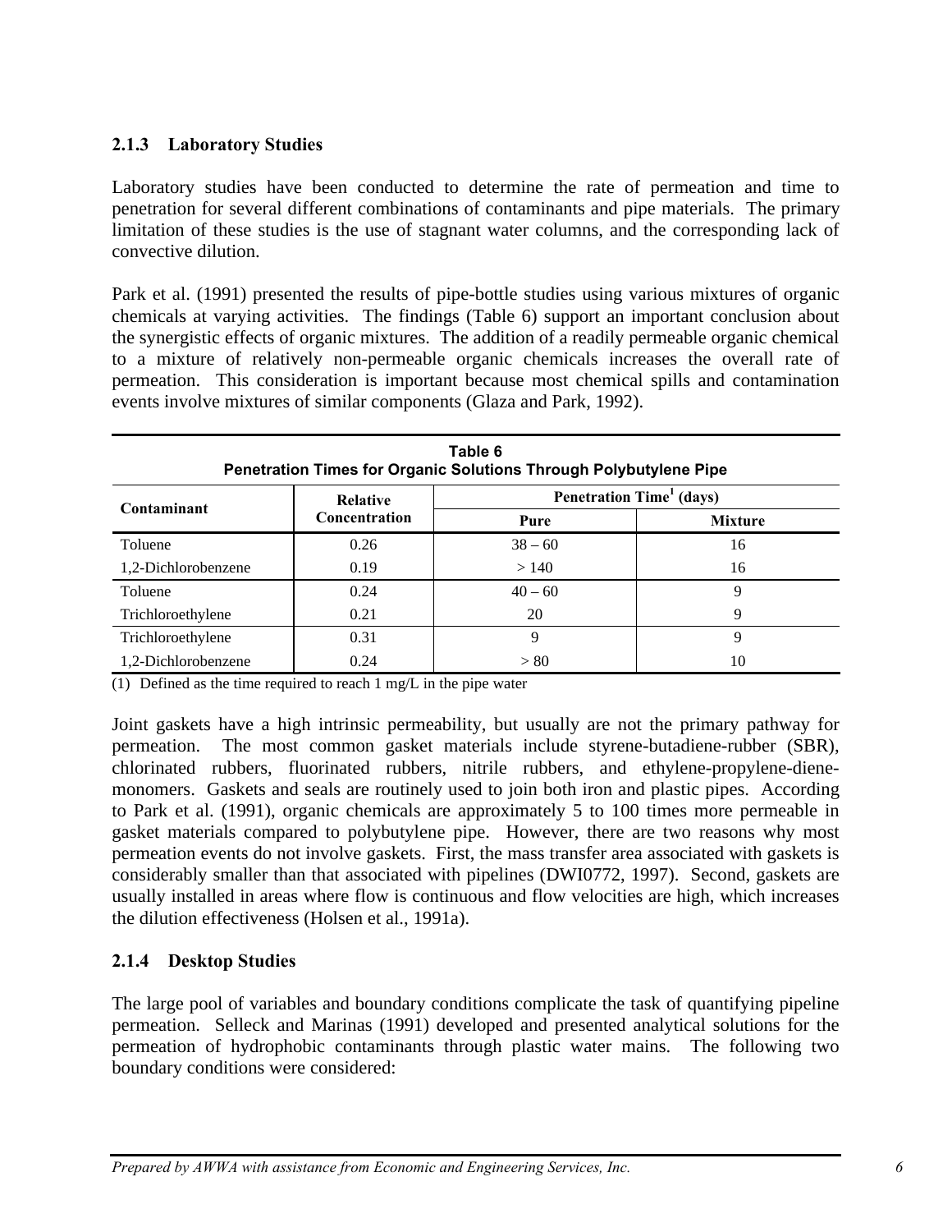### 2.1.3 Laboratory Studies

Laboratory studies have been conducted to determine the rate of permeation and time to penetration for several different combinations of contaminants and pipe materials. The primary limitation of these studies is the use of stagnant water columns, and the corresponding lack of convective dilution.

Park et al. (1991) presented the results of pipe-bottle studies using various mixtures of organic chemicals at varying activities. The findings (Table 6) support an important conclusion about the synergistic effects of organic mixtures. The addition of a readily permeable organic chemical to a mixture of relatively non-permeable organic chemicals increases the overall rate of permeation. This consideration is important because most chemical spills and contamination events involve mixtures of similar components (Glaza and Park, 1992).

**Table 6**
**Penetration Times for Organic Solutions Through Polybutylene Pipe**

| Contaminant | Relative Concentration | Penetration Time[1] (days) | |
|---|---|---|---|
| | | Pure | Mixture |
| Toluene | 0.26 | 38 – 60 | 16 |
| 1,2-Dichlorobenzene | 0.19 | > 140 | 16 |
| Toluene | 0.24 | 40 – 60 | 9 |
| Trichloroethylene | 0.21 | 20 | 9 |
| Trichloroethylene | 0.31 | 9 | 9 |
| 1,2-Dichlorobenzene | 0.24 | > 80 | 10 |

(1) Defined as the time required to reach 1 mg/L in the pipe water

Joint gaskets have a high intrinsic permeability, but usually are not the primary pathway for permeation. The most common gasket materials include styrene-butadiene-rubber (SBR), chlorinated rubbers, fluorinated rubbers, nitrile rubbers, and ethylene-propylene-diene-monomers. Gaskets and seals are routinely used to join both iron and plastic pipes. According to Park et al. (1991), organic chemicals are approximately 5 to 100 times more permeable in gasket materials compared to polybutylene pipe. However, there are two reasons why most permeation events do not involve gaskets. First, the mass transfer area associated with gaskets is considerably smaller than that associated with pipelines (DWI0772, 1997). Second, gaskets are usually installed in areas where flow is continuous and flow velocities are high, which increases the dilution effectiveness (Holsen et al., 1991a).

### 2.1.4 Desktop Studies

The large pool of variables and boundary conditions complicate the task of quantifying pipeline permeation. Selleck and Marinas (1991) developed and presented analytical solutions for the permeation of hydrophobic contaminants through plastic water mains. The following two boundary conditions were considered: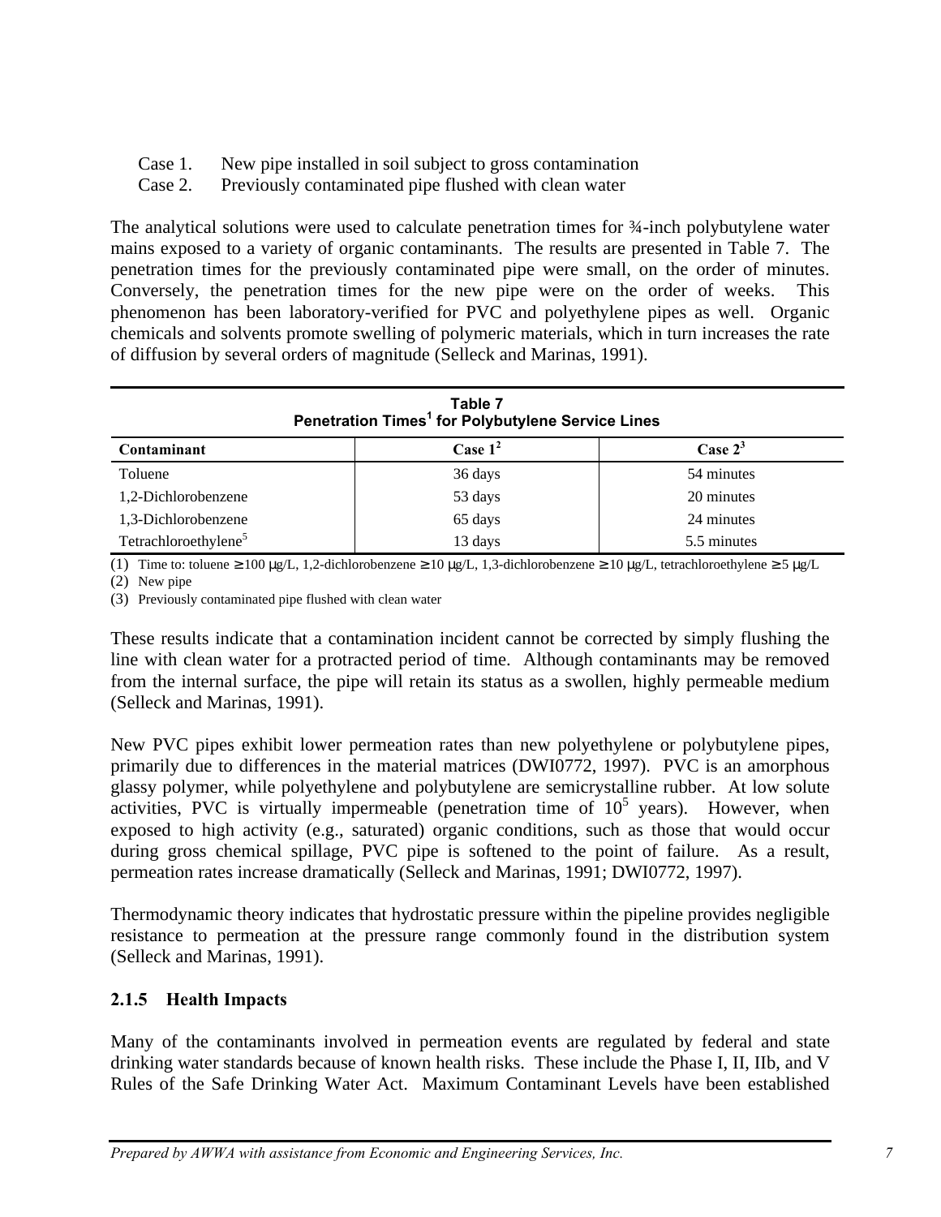Case 1. New pipe installed in soil subject to gross contamination
Case 2. Previously contaminated pipe flushed with clean water

The analytical solutions were used to calculate penetration times for ¾-inch polybutylene water mains exposed to a variety of organic contaminants. The results are presented in Table 7. The penetration times for the previously contaminated pipe were small, on the order of minutes. Conversely, the penetration times for the new pipe were on the order of weeks. This phenomenon has been laboratory-verified for PVC and polyethylene pipes as well. Organic chemicals and solvents promote swelling of polymeric materials, which in turn increases the rate of diffusion by several orders of magnitude (Selleck and Marinas, 1991).

**Table 7**
**Penetration Times[1] for Polybutylene Service Lines**

| Contaminant | Case 1[2] | Case 2[3] |
|---|---|---|
| Toluene | 36 days | 54 minutes |
| 1,2-Dichlorobenzene | 53 days | 20 minutes |
| 1,3-Dichlorobenzene | 65 days | 24 minutes |
| Tetrachloroethylene[5] | 13 days | 5.5 minutes |

(1) Time to: toluene ≥ 100 μg/L, 1,2-dichlorobenzene ≥ 10 μg/L, 1,3-dichlorobenzene ≥ 10 μg/L, tetrachloroethylene ≥ 5 μg/L
(2) New pipe
(3) Previously contaminated pipe flushed with clean water

These results indicate that a contamination incident cannot be corrected by simply flushing the line with clean water for a protracted period of time. Although contaminants may be removed from the internal surface, the pipe will retain its status as a swollen, highly permeable medium (Selleck and Marinas, 1991).

New PVC pipes exhibit lower permeation rates than new polyethylene or polybutylene pipes, primarily due to differences in the material matrices (DWI0772, 1997). PVC is an amorphous glassy polymer, while polyethylene and polybutylene are semicrystalline rubber. At low solute activities, PVC is virtually impermeable (penetration time of $10^5$ years). However, when exposed to high activity (e.g., saturated) organic conditions, such as those that would occur during gross chemical spillage, PVC pipe is softened to the point of failure. As a result, permeation rates increase dramatically (Selleck and Marinas, 1991; DWI0772, 1997).

Thermodynamic theory indicates that hydrostatic pressure within the pipeline provides negligible resistance to permeation at the pressure range commonly found in the distribution system (Selleck and Marinas, 1991).

### 2.1.5 Health Impacts

Many of the contaminants involved in permeation events are regulated by federal and state drinking water standards because of known health risks. These include the Phase I, II, IIb, and V Rules of the Safe Drinking Water Act. Maximum Contaminant Levels have been established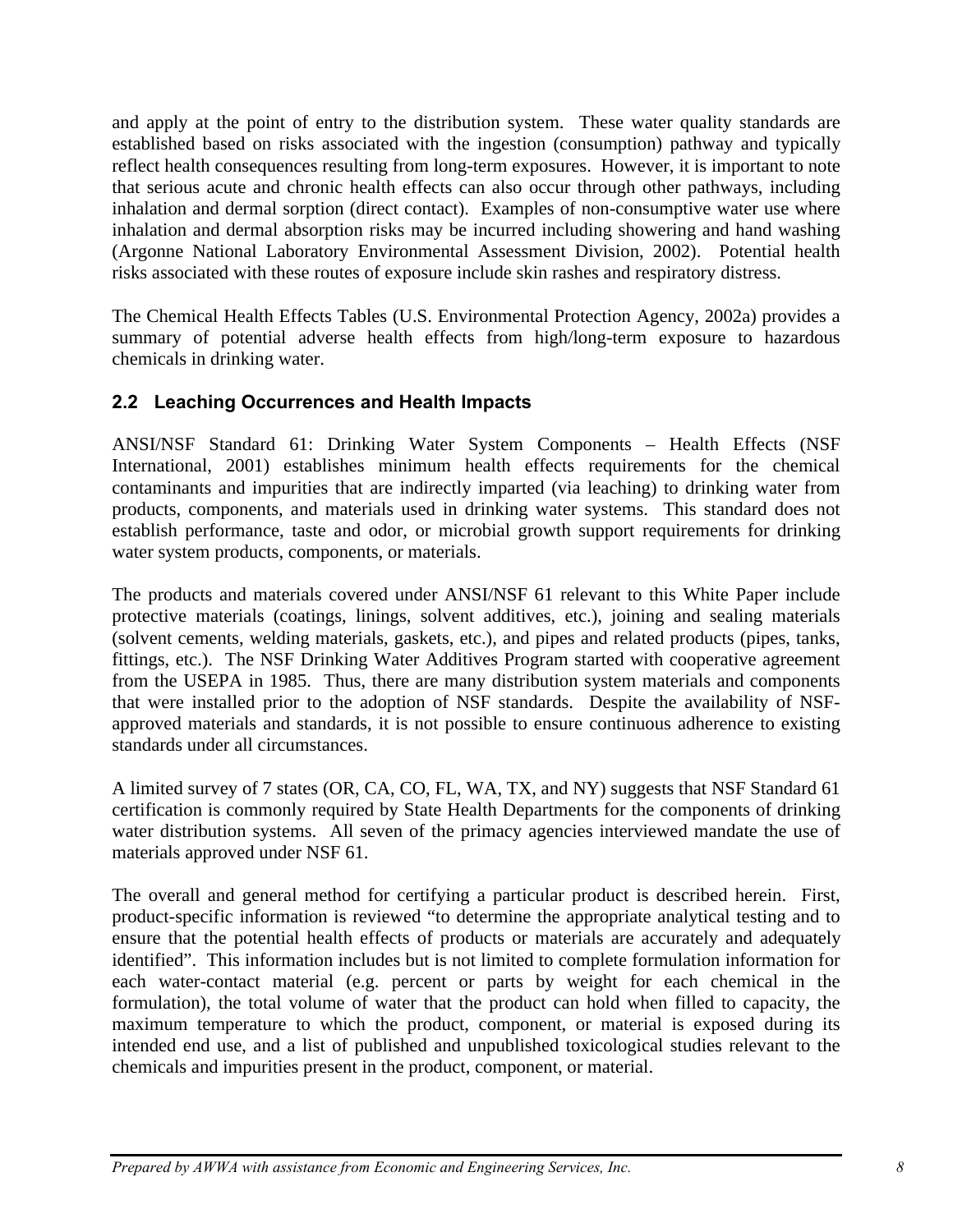and apply at the point of entry to the distribution system. These water quality standards are established based on risks associated with the ingestion (consumption) pathway and typically reflect health consequences resulting from long-term exposures. However, it is important to note that serious acute and chronic health effects can also occur through other pathways, including inhalation and dermal sorption (direct contact). Examples of non-consumptive water use where inhalation and dermal absorption risks may be incurred including showering and hand washing (Argonne National Laboratory Environmental Assessment Division, 2002). Potential health risks associated with these routes of exposure include skin rashes and respiratory distress.

The Chemical Health Effects Tables (U.S. Environmental Protection Agency, 2002a) provides a summary of potential adverse health effects from high/long-term exposure to hazardous chemicals in drinking water.

## 2.2 Leaching Occurrences and Health Impacts

ANSI/NSF Standard 61: Drinking Water System Components – Health Effects (NSF International, 2001) establishes minimum health effects requirements for the chemical contaminants and impurities that are indirectly imparted (via leaching) to drinking water from products, components, and materials used in drinking water systems. This standard does not establish performance, taste and odor, or microbial growth support requirements for drinking water system products, components, or materials.

The products and materials covered under ANSI/NSF 61 relevant to this White Paper include protective materials (coatings, linings, solvent additives, etc.), joining and sealing materials (solvent cements, welding materials, gaskets, etc.), and pipes and related products (pipes, tanks, fittings, etc.). The NSF Drinking Water Additives Program started with cooperative agreement from the USEPA in 1985. Thus, there are many distribution system materials and components that were installed prior to the adoption of NSF standards. Despite the availability of NSF-approved materials and standards, it is not possible to ensure continuous adherence to existing standards under all circumstances.

A limited survey of 7 states (OR, CA, CO, FL, WA, TX, and NY) suggests that NSF Standard 61 certification is commonly required by State Health Departments for the components of drinking water distribution systems. All seven of the primacy agencies interviewed mandate the use of materials approved under NSF 61.

The overall and general method for certifying a particular product is described herein. First, product-specific information is reviewed "to determine the appropriate analytical testing and to ensure that the potential health effects of products or materials are accurately and adequately identified". This information includes but is not limited to complete formulation information for each water-contact material (e.g. percent or parts by weight for each chemical in the formulation), the total volume of water that the product can hold when filled to capacity, the maximum temperature to which the product, component, or material is exposed during its intended end use, and a list of published and unpublished toxicological studies relevant to the chemicals and impurities present in the product, component, or material.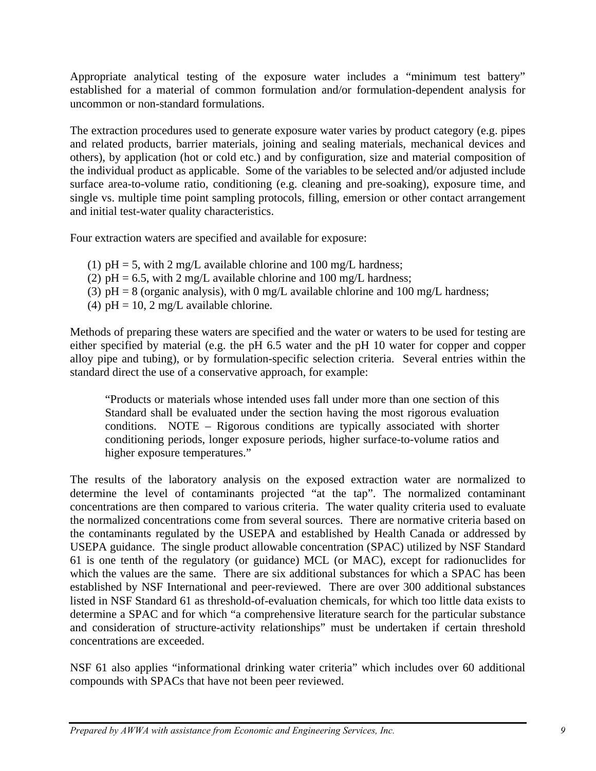Appropriate analytical testing of the exposure water includes a "minimum test battery" established for a material of common formulation and/or formulation-dependent analysis for uncommon or non-standard formulations.

The extraction procedures used to generate exposure water varies by product category (e.g. pipes and related products, barrier materials, joining and sealing materials, mechanical devices and others), by application (hot or cold etc.) and by configuration, size and material composition of the individual product as applicable. Some of the variables to be selected and/or adjusted include surface area-to-volume ratio, conditioning (e.g. cleaning and pre-soaking), exposure time, and single vs. multiple time point sampling protocols, filling, emersion or other contact arrangement and initial test-water quality characteristics.

Four extraction waters are specified and available for exposure:

(1) pH = 5, with 2 mg/L available chlorine and 100 mg/L hardness;
(2) pH = 6.5, with 2 mg/L available chlorine and 100 mg/L hardness;
(3) pH = 8 (organic analysis), with 0 mg/L available chlorine and 100 mg/L hardness;
(4) pH = 10, 2 mg/L available chlorine.

Methods of preparing these waters are specified and the water or waters to be used for testing are either specified by material (e.g. the pH 6.5 water and the pH 10 water for copper and copper alloy pipe and tubing), or by formulation-specific selection criteria. Several entries within the standard direct the use of a conservative approach, for example:

> "Products or materials whose intended uses fall under more than one section of this Standard shall be evaluated under the section having the most rigorous evaluation conditions. NOTE – Rigorous conditions are typically associated with shorter conditioning periods, longer exposure periods, higher surface-to-volume ratios and higher exposure temperatures."

The results of the laboratory analysis on the exposed extraction water are normalized to determine the level of contaminants projected "at the tap". The normalized contaminant concentrations are then compared to various criteria. The water quality criteria used to evaluate the normalized concentrations come from several sources. There are normative criteria based on the contaminants regulated by the USEPA and established by Health Canada or addressed by USEPA guidance. The single product allowable concentration (SPAC) utilized by NSF Standard 61 is one tenth of the regulatory (or guidance) MCL (or MAC), except for radionuclides for which the values are the same. There are six additional substances for which a SPAC has been established by NSF International and peer-reviewed. There are over 300 additional substances listed in NSF Standard 61 as threshold-of-evaluation chemicals, for which too little data exists to determine a SPAC and for which "a comprehensive literature search for the particular substance and consideration of structure-activity relationships" must be undertaken if certain threshold concentrations are exceeded.

NSF 61 also applies "informational drinking water criteria" which includes over 60 additional compounds with SPACs that have not been peer reviewed.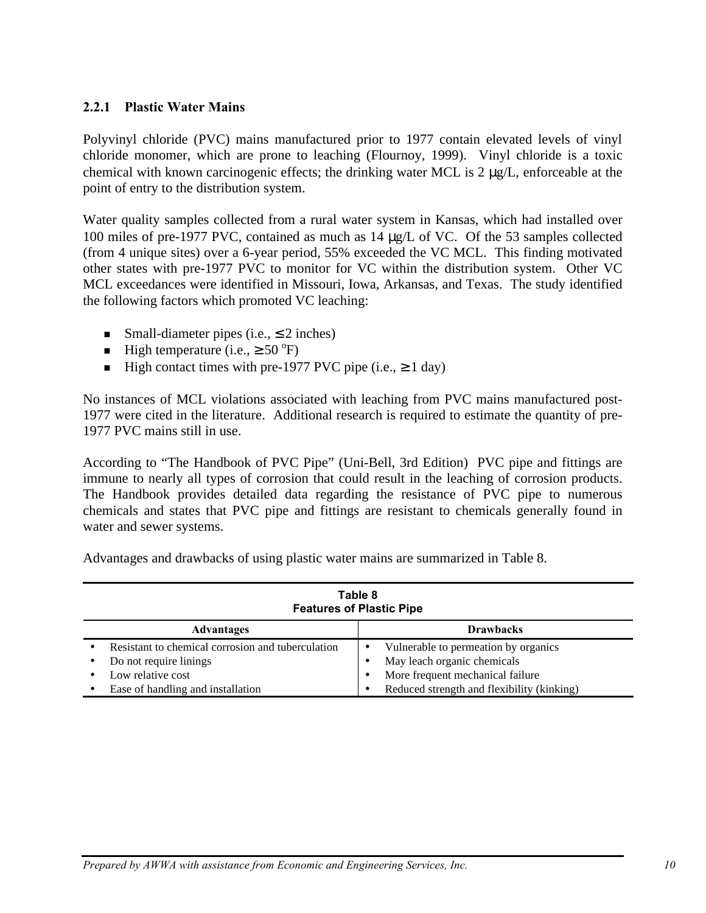### 2.2.1 Plastic Water Mains

Polyvinyl chloride (PVC) mains manufactured prior to 1977 contain elevated levels of vinyl chloride monomer, which are prone to leaching (Flournoy, 1999). Vinyl chloride is a toxic chemical with known carcinogenic effects; the drinking water MCL is 2 μg/L, enforceable at the point of entry to the distribution system.

Water quality samples collected from a rural water system in Kansas, which had installed over 100 miles of pre-1977 PVC, contained as much as 14 μg/L of VC. Of the 53 samples collected (from 4 unique sites) over a 6-year period, 55% exceeded the VC MCL. This finding motivated other states with pre-1977 PVC to monitor for VC within the distribution system. Other VC MCL exceedances were identified in Missouri, Iowa, Arkansas, and Texas. The study identified the following factors which promoted VC leaching:

- Small-diameter pipes (i.e., $\leq$ 2 inches)
- High temperature (i.e., $\geq$ 50 $^{o}$F)
- High contact times with pre-1977 PVC pipe (i.e., $\geq$ 1 day)

No instances of MCL violations associated with leaching from PVC mains manufactured post-1977 were cited in the literature. Additional research is required to estimate the quantity of pre-1977 PVC mains still in use.

According to "The Handbook of PVC Pipe" (Uni-Bell, 3rd Edition) PVC pipe and fittings are immune to nearly all types of corrosion that could result in the leaching of corrosion products. The Handbook provides detailed data regarding the resistance of PVC pipe to numerous chemicals and states that PVC pipe and fittings are resistant to chemicals generally found in water and sewer systems.

Advantages and drawbacks of using plastic water mains are summarized in Table 8.

**Table 8**
**Features of Plastic Pipe**

| Advantages | Drawbacks |
|---|---|
| • Resistant to chemical corrosion and tuberculation | • Vulnerable to permeation by organics |
| • Do not require linings | • May leach organic chemicals |
| • Low relative cost | • More frequent mechanical failure |
| • Ease of handling and installation | • Reduced strength and flexibility (kinking) |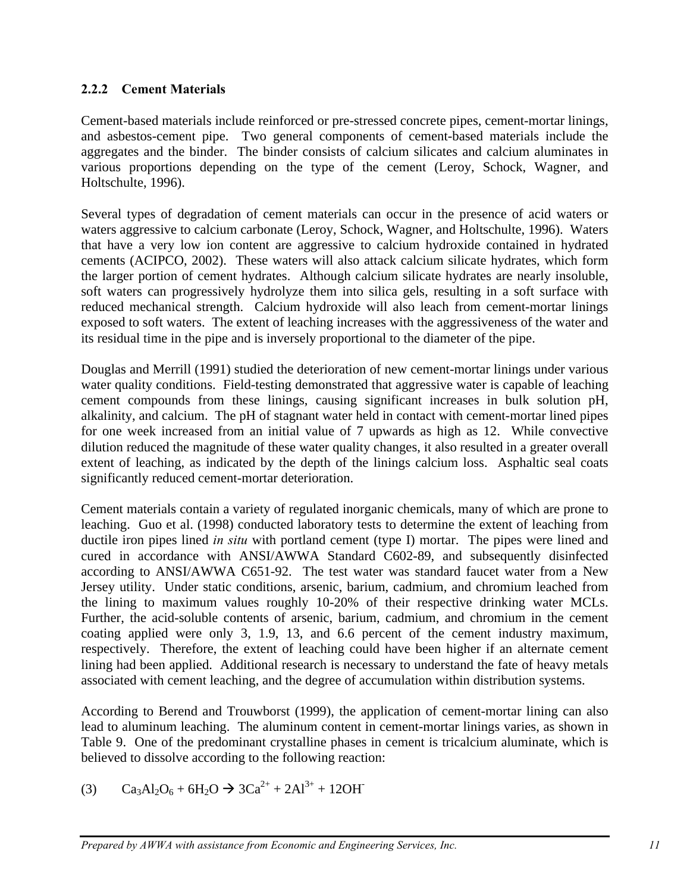### 2.2.2 Cement Materials

Cement-based materials include reinforced or pre-stressed concrete pipes, cement-mortar linings, and asbestos-cement pipe. Two general components of cement-based materials include the aggregates and the binder. The binder consists of calcium silicates and calcium aluminates in various proportions depending on the type of the cement (Leroy, Schock, Wagner, and Holtschulte, 1996).

Several types of degradation of cement materials can occur in the presence of acid waters or waters aggressive to calcium carbonate (Leroy, Schock, Wagner, and Holtschulte, 1996). Waters that have a very low ion content are aggressive to calcium hydroxide contained in hydrated cements (ACIPCO, 2002). These waters will also attack calcium silicate hydrates, which form the larger portion of cement hydrates. Although calcium silicate hydrates are nearly insoluble, soft waters can progressively hydrolyze them into silica gels, resulting in a soft surface with reduced mechanical strength. Calcium hydroxide will also leach from cement-mortar linings exposed to soft waters. The extent of leaching increases with the aggressiveness of the water and its residual time in the pipe and is inversely proportional to the diameter of the pipe.

Douglas and Merrill (1991) studied the deterioration of new cement-mortar linings under various water quality conditions. Field-testing demonstrated that aggressive water is capable of leaching cement compounds from these linings, causing significant increases in bulk solution pH, alkalinity, and calcium. The pH of stagnant water held in contact with cement-mortar lined pipes for one week increased from an initial value of 7 upwards as high as 12. While convective dilution reduced the magnitude of these water quality changes, it also resulted in a greater overall extent of leaching, as indicated by the depth of the linings calcium loss. Asphaltic seal coats significantly reduced cement-mortar deterioration.

Cement materials contain a variety of regulated inorganic chemicals, many of which are prone to leaching. Guo et al. (1998) conducted laboratory tests to determine the extent of leaching from ductile iron pipes lined *in situ* with portland cement (type I) mortar. The pipes were lined and cured in accordance with ANSI/AWWA Standard C602-89, and subsequently disinfected according to ANSI/AWWA C651-92. The test water was standard faucet water from a New Jersey utility. Under static conditions, arsenic, barium, cadmium, and chromium leached from the lining to maximum values roughly 10-20% of their respective drinking water MCLs. Further, the acid-soluble contents of arsenic, barium, cadmium, and chromium in the cement coating applied were only 3, 1.9, 13, and 6.6 percent of the cement industry maximum, respectively. Therefore, the extent of leaching could have been higher if an alternate cement lining had been applied. Additional research is necessary to understand the fate of heavy metals associated with cement leaching, and the degree of accumulation within distribution systems.

According to Berend and Trouwborst (1999), the application of cement-mortar lining can also lead to aluminum leaching. The aluminum content in cement-mortar linings varies, as shown in Table 9. One of the predominant crystalline phases in cement is tricalcium aluminate, which is believed to dissolve according to the following reaction:

$$Ca_3Al_2O_6 + 6H_2O \rightarrow 3Ca^{2+} + 2Al^{3+} + 12OH^- \quad (3)$$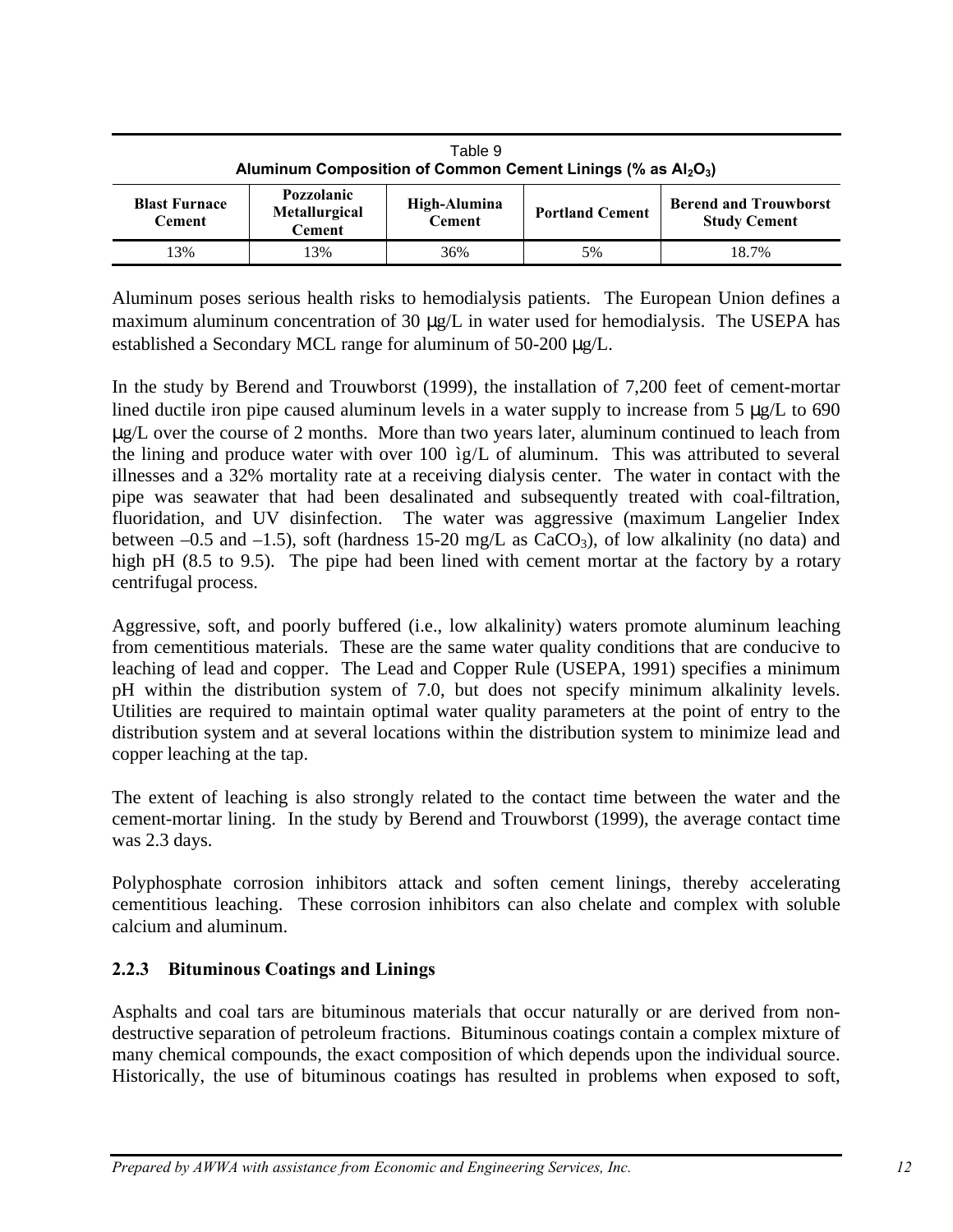Table 9
**Aluminum Composition of Common Cement Linings (% as $Al_2O_3$)**

| Blast Furnace Cement | Pozzolanic Metallurgical Cement | High-Alumina Cement | Portland Cement | Berend and Trouwborst Study Cement |
|---|---|---|---|---|
| 13% | 13% | 36% | 5% | 18.7% |

Aluminum poses serious health risks to hemodialysis patients. The European Union defines a maximum aluminum concentration of 30 μg/L in water used for hemodialysis. The USEPA has established a Secondary MCL range for aluminum of 50-200 μg/L.

In the study by Berend and Trouwborst (1999), the installation of 7,200 feet of cement-mortar lined ductile iron pipe caused aluminum levels in a water supply to increase from 5 μg/L to 690 μg/L over the course of 2 months. More than two years later, aluminum continued to leach from the lining and produce water with over 100 ìg/L of aluminum. This was attributed to several illnesses and a 32% mortality rate at a receiving dialysis center. The water in contact with the pipe was seawater that had been desalinated and subsequently treated with coal-filtration, fluoridation, and UV disinfection. The water was aggressive (maximum Langelier Index between –0.5 and –1.5), soft (hardness 15-20 mg/L as $CaCO_3$), of low alkalinity (no data) and high pH (8.5 to 9.5). The pipe had been lined with cement mortar at the factory by a rotary centrifugal process.

Aggressive, soft, and poorly buffered (i.e., low alkalinity) waters promote aluminum leaching from cementitious materials. These are the same water quality conditions that are conducive to leaching of lead and copper. The Lead and Copper Rule (USEPA, 1991) specifies a minimum pH within the distribution system of 7.0, but does not specify minimum alkalinity levels. Utilities are required to maintain optimal water quality parameters at the point of entry to the distribution system and at several locations within the distribution system to minimize lead and copper leaching at the tap.

The extent of leaching is also strongly related to the contact time between the water and the cement-mortar lining. In the study by Berend and Trouwborst (1999), the average contact time was 2.3 days.

Polyphosphate corrosion inhibitors attack and soften cement linings, thereby accelerating cementitious leaching. These corrosion inhibitors can also chelate and complex with soluble calcium and aluminum.

### 2.2.3 Bituminous Coatings and Linings

Asphalts and coal tars are bituminous materials that occur naturally or are derived from non-destructive separation of petroleum fractions. Bituminous coatings contain a complex mixture of many chemical compounds, the exact composition of which depends upon the individual source. Historically, the use of bituminous coatings has resulted in problems when exposed to soft,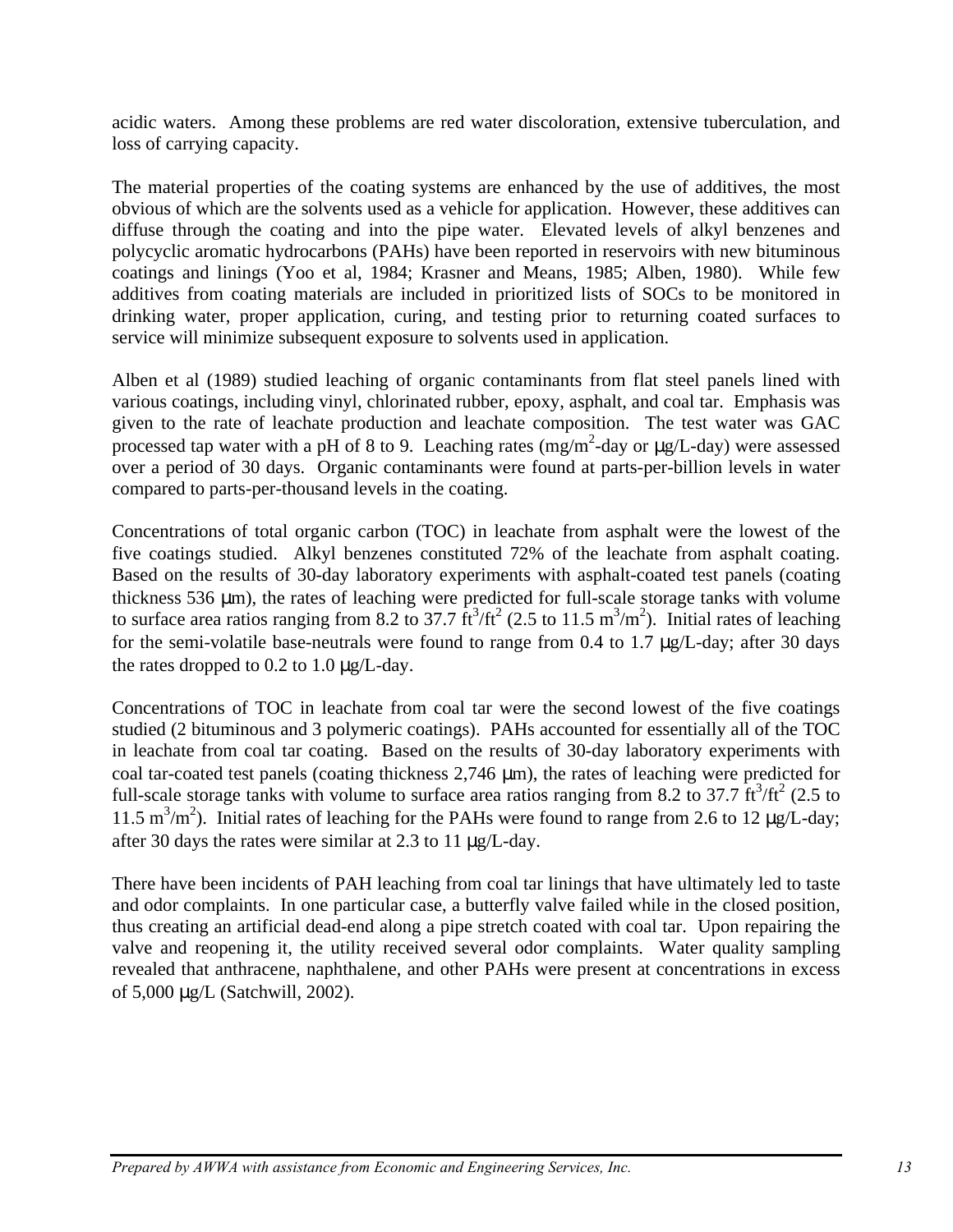acidic waters. Among these problems are red water discoloration, extensive tuberculation, and loss of carrying capacity.

The material properties of the coating systems are enhanced by the use of additives, the most obvious of which are the solvents used as a vehicle for application. However, these additives can diffuse through the coating and into the pipe water. Elevated levels of alkyl benzenes and polycyclic aromatic hydrocarbons (PAHs) have been reported in reservoirs with new bituminous coatings and linings (Yoo et al, 1984; Krasner and Means, 1985; Alben, 1980). While few additives from coating materials are included in prioritized lists of SOCs to be monitored in drinking water, proper application, curing, and testing prior to returning coated surfaces to service will minimize subsequent exposure to solvents used in application.

Alben et al (1989) studied leaching of organic contaminants from flat steel panels lined with various coatings, including vinyl, chlorinated rubber, epoxy, asphalt, and coal tar. Emphasis was given to the rate of leachate production and leachate composition. The test water was GAC processed tap water with a pH of 8 to 9. Leaching rates ($mg/m^2$-day or μg/L-day) were assessed over a period of 30 days. Organic contaminants were found at parts-per-billion levels in water compared to parts-per-thousand levels in the coating.

Concentrations of total organic carbon (TOC) in leachate from asphalt were the lowest of the five coatings studied. Alkyl benzenes constituted 72% of the leachate from asphalt coating. Based on the results of 30-day laboratory experiments with asphalt-coated test panels (coating thickness 536 μm), the rates of leaching were predicted for full-scale storage tanks with volume to surface area ratios ranging from 8.2 to 37.7 $ft^3/ft^2$ (2.5 to 11.5 $m^3/m^2$). Initial rates of leaching for the semi-volatile base-neutrals were found to range from 0.4 to 1.7 μg/L-day; after 30 days the rates dropped to 0.2 to 1.0 μg/L-day.

Concentrations of TOC in leachate from coal tar were the second lowest of the five coatings studied (2 bituminous and 3 polymeric coatings). PAHs accounted for essentially all of the TOC in leachate from coal tar coating. Based on the results of 30-day laboratory experiments with coal tar-coated test panels (coating thickness 2,746 μm), the rates of leaching were predicted for full-scale storage tanks with volume to surface area ratios ranging from 8.2 to 37.7 $ft^3/ft^2$ (2.5 to 11.5 $m^3/m^2$). Initial rates of leaching for the PAHs were found to range from 2.6 to 12 μg/L-day; after 30 days the rates were similar at 2.3 to 11 μg/L-day.

There have been incidents of PAH leaching from coal tar linings that have ultimately led to taste and odor complaints. In one particular case, a butterfly valve failed while in the closed position, thus creating an artificial dead-end along a pipe stretch coated with coal tar. Upon repairing the valve and reopening it, the utility received several odor complaints. Water quality sampling revealed that anthracene, naphthalene, and other PAHs were present at concentrations in excess of 5,000 μg/L (Satchwill, 2002).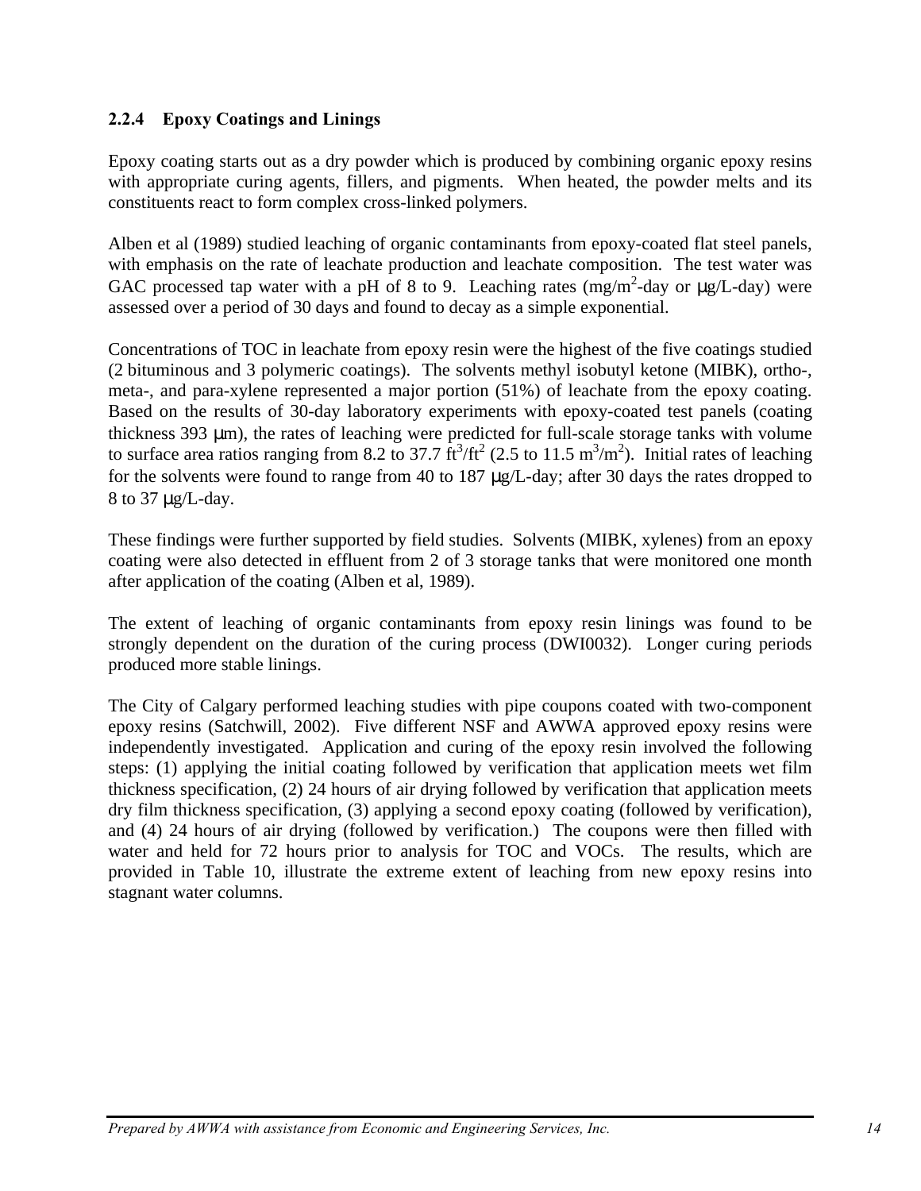### 2.2.4 Epoxy Coatings and Linings

Epoxy coating starts out as a dry powder which is produced by combining organic epoxy resins with appropriate curing agents, fillers, and pigments. When heated, the powder melts and its constituents react to form complex cross-linked polymers.

Alben et al (1989) studied leaching of organic contaminants from epoxy-coated flat steel panels, with emphasis on the rate of leachate production and leachate composition. The test water was GAC processed tap water with a pH of 8 to 9. Leaching rates ($mg/m^2$-day or μg/L-day) were assessed over a period of 30 days and found to decay as a simple exponential.

Concentrations of TOC in leachate from epoxy resin were the highest of the five coatings studied (2 bituminous and 3 polymeric coatings). The solvents methyl isobutyl ketone (MIBK), ortho-, meta-, and para-xylene represented a major portion (51%) of leachate from the epoxy coating. Based on the results of 30-day laboratory experiments with epoxy-coated test panels (coating thickness 393 μm), the rates of leaching were predicted for full-scale storage tanks with volume to surface area ratios ranging from 8.2 to 37.7 $ft^3/ft^2$ (2.5 to 11.5 $m^3/m^2$). Initial rates of leaching for the solvents were found to range from 40 to 187 μg/L-day; after 30 days the rates dropped to 8 to 37 μg/L-day.

These findings were further supported by field studies. Solvents (MIBK, xylenes) from an epoxy coating were also detected in effluent from 2 of 3 storage tanks that were monitored one month after application of the coating (Alben et al, 1989).

The extent of leaching of organic contaminants from epoxy resin linings was found to be strongly dependent on the duration of the curing process (DWI0032). Longer curing periods produced more stable linings.

The City of Calgary performed leaching studies with pipe coupons coated with two-component epoxy resins (Satchwill, 2002). Five different NSF and AWWA approved epoxy resins were independently investigated. Application and curing of the epoxy resin involved the following steps: (1) applying the initial coating followed by verification that application meets wet film thickness specification, (2) 24 hours of air drying followed by verification that application meets dry film thickness specification, (3) applying a second epoxy coating (followed by verification), and (4) 24 hours of air drying (followed by verification.) The coupons were then filled with water and held for 72 hours prior to analysis for TOC and VOCs. The results, which are provided in Table 10, illustrate the extreme extent of leaching from new epoxy resins into stagnant water columns.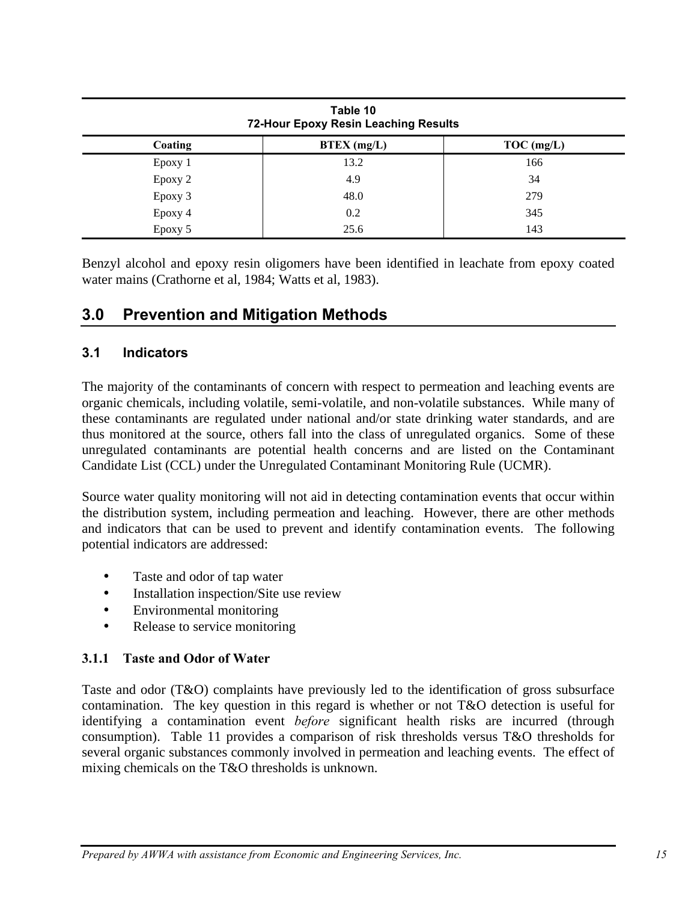**Table 10**
**72-Hour Epoxy Resin Leaching Results**

| Coating | BTEX (mg/L) | TOC (mg/L) |
|---|---|---|
| Epoxy 1 | 13.2 | 166 |
| Epoxy 2 | 4.9 | 34 |
| Epoxy 3 | 48.0 | 279 |
| Epoxy 4 | 0.2 | 345 |
| Epoxy 5 | 25.6 | 143 |

Benzyl alcohol and epoxy resin oligomers have been identified in leachate from epoxy coated water mains (Crathorne et al, 1984; Watts et al, 1983).

# 3.0 Prevention and Mitigation Methods

## 3.1 Indicators

The majority of the contaminants of concern with respect to permeation and leaching events are organic chemicals, including volatile, semi-volatile, and non-volatile substances. While many of these contaminants are regulated under national and/or state drinking water standards, and are thus monitored at the source, others fall into the class of unregulated organics. Some of these unregulated contaminants are potential health concerns and are listed on the Contaminant Candidate List (CCL) under the Unregulated Contaminant Monitoring Rule (UCMR).

Source water quality monitoring will not aid in detecting contamination events that occur within the distribution system, including permeation and leaching. However, there are other methods and indicators that can be used to prevent and identify contamination events. The following potential indicators are addressed:

- Taste and odor of tap water
- Installation inspection/Site use review
- Environmental monitoring
- Release to service monitoring

### 3.1.1 Taste and Odor of Water

Taste and odor (T&O) complaints have previously led to the identification of gross subsurface contamination. The key question in this regard is whether or not T&O detection is useful for identifying a contamination event *before* significant health risks are incurred (through consumption). Table 11 provides a comparison of risk thresholds versus T&O thresholds for several organic substances commonly involved in permeation and leaching events. The effect of mixing chemicals on the T&O thresholds is unknown.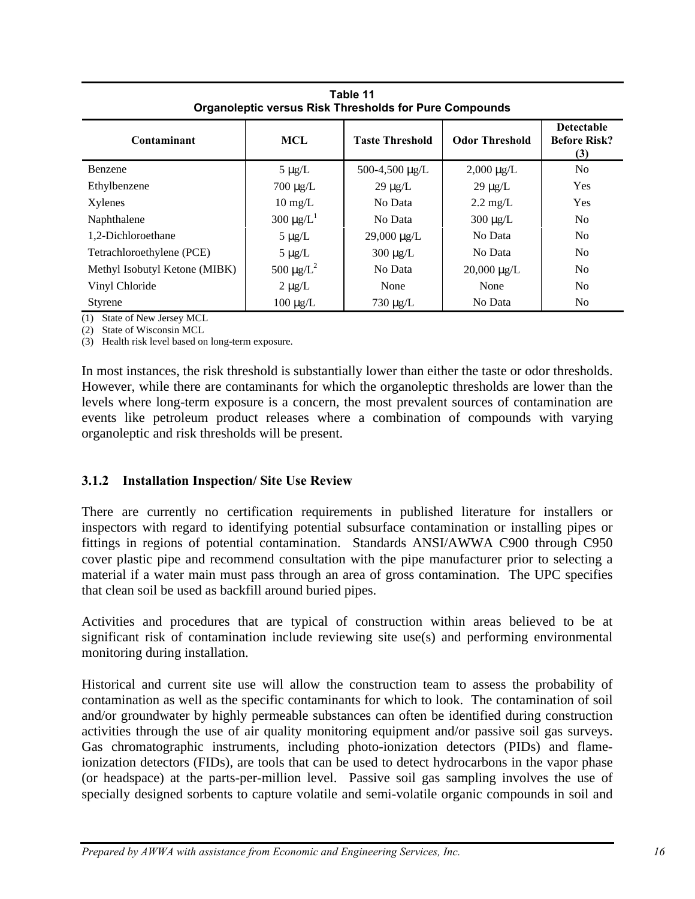**Table 11**
**Organoleptic versus Risk Thresholds for Pure Compounds**

| Contaminant | MCL | Taste Threshold | Odor Threshold | Detectable Before Risk? (3) |
|---|---|---|---|---|
| Benzene | 5 μg/L | 500-4,500 μg/L | 2,000 μg/L | No |
| Ethylbenzene | 700 μg/L | 29 μg/L | 29 μg/L | Yes |
| Xylenes | 10 mg/L | No Data | 2.2 mg/L | Yes |
| Naphthalene | 300 μg/L[1] | No Data | 300 μg/L | No |
| 1,2-Dichloroethane | 5 μg/L | 29,000 μg/L | No Data | No |
| Tetrachloroethylene (PCE) | 5 μg/L | 300 μg/L | No Data | No |
| Methyl Isobutyl Ketone (MIBK) | 500 μg/L[2] | No Data | 20,000 μg/L | No |
| Vinyl Chloride | 2 μg/L | None | None | No |
| Styrene | 100 μg/L | 730 μg/L | No Data | No |

(1) State of New Jersey MCL
(2) State of Wisconsin MCL
(3) Health risk level based on long-term exposure.

In most instances, the risk threshold is substantially lower than either the taste or odor thresholds. However, while there are contaminants for which the organoleptic thresholds are lower than the levels where long-term exposure is a concern, the most prevalent sources of contamination are events like petroleum product releases where a combination of compounds with varying organoleptic and risk thresholds will be present.

### 3.1.2 Installation Inspection/ Site Use Review

There are currently no certification requirements in published literature for installers or inspectors with regard to identifying potential subsurface contamination or installing pipes or fittings in regions of potential contamination. Standards ANSI/AWWA C900 through C950 cover plastic pipe and recommend consultation with the pipe manufacturer prior to selecting a material if a water main must pass through an area of gross contamination. The UPC specifies that clean soil be used as backfill around buried pipes.

Activities and procedures that are typical of construction within areas believed to be at significant risk of contamination include reviewing site use(s) and performing environmental monitoring during installation.

Historical and current site use will allow the construction team to assess the probability of contamination as well as the specific contaminants for which to look. The contamination of soil and/or groundwater by highly permeable substances can often be identified during construction activities through the use of air quality monitoring equipment and/or passive soil gas surveys. Gas chromatographic instruments, including photo-ionization detectors (PIDs) and flame-ionization detectors (FIDs), are tools that can be used to detect hydrocarbons in the vapor phase (or headspace) at the parts-per-million level. Passive soil gas sampling involves the use of specially designed sorbents to capture volatile and semi-volatile organic compounds in soil and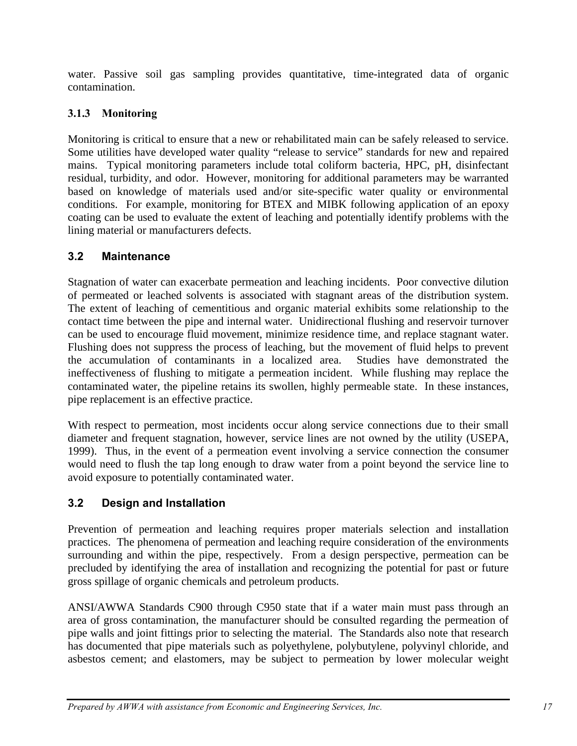water. Passive soil gas sampling provides quantitative, time-integrated data of organic contamination.

### 3.1.3 Monitoring

Monitoring is critical to ensure that a new or rehabilitated main can be safely released to service. Some utilities have developed water quality “release to service” standards for new and repaired mains. Typical monitoring parameters include total coliform bacteria, HPC, pH, disinfectant residual, turbidity, and odor. However, monitoring for additional parameters may be warranted based on knowledge of materials used and/or site-specific water quality or environmental conditions. For example, monitoring for BTEX and MIBK following application of an epoxy coating can be used to evaluate the extent of leaching and potentially identify problems with the lining material or manufacturers defects.

## 3.2 Maintenance

Stagnation of water can exacerbate permeation and leaching incidents. Poor convective dilution of permeated or leached solvents is associated with stagnant areas of the distribution system. The extent of leaching of cementitious and organic material exhibits some relationship to the contact time between the pipe and internal water. Unidirectional flushing and reservoir turnover can be used to encourage fluid movement, minimize residence time, and replace stagnant water. Flushing does not suppress the process of leaching, but the movement of fluid helps to prevent the accumulation of contaminants in a localized area. Studies have demonstrated the ineffectiveness of flushing to mitigate a permeation incident. While flushing may replace the contaminated water, the pipeline retains its swollen, highly permeable state. In these instances, pipe replacement is an effective practice.

With respect to permeation, most incidents occur along service connections due to their small diameter and frequent stagnation, however, service lines are not owned by the utility (USEPA, 1999). Thus, in the event of a permeation event involving a service connection the consumer would need to flush the tap long enough to draw water from a point beyond the service line to avoid exposure to potentially contaminated water.

## 3.2 Design and Installation

Prevention of permeation and leaching requires proper materials selection and installation practices. The phenomena of permeation and leaching require consideration of the environments surrounding and within the pipe, respectively. From a design perspective, permeation can be precluded by identifying the area of installation and recognizing the potential for past or future gross spillage of organic chemicals and petroleum products.

ANSI/AWWA Standards C900 through C950 state that if a water main must pass through an area of gross contamination, the manufacturer should be consulted regarding the permeation of pipe walls and joint fittings prior to selecting the material. The Standards also note that research has documented that pipe materials such as polyethylene, polybutylene, polyvinyl chloride, and asbestos cement; and elastomers, may be subject to permeation by lower molecular weight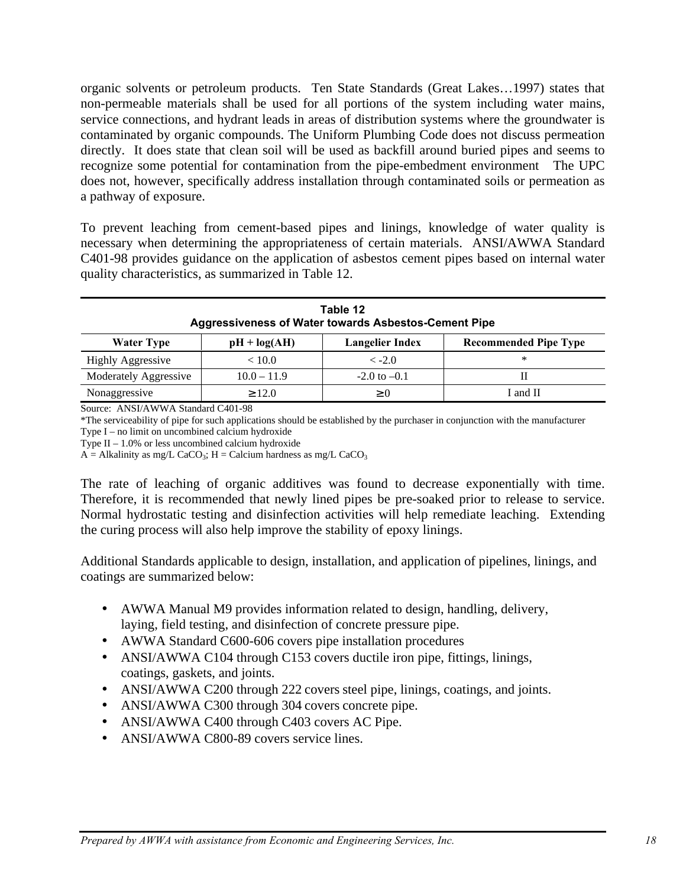organic solvents or petroleum products. Ten State Standards (Great Lakes…1997) states that non-permeable materials shall be used for all portions of the system including water mains, service connections, and hydrant leads in areas of distribution systems where the groundwater is contaminated by organic compounds. The Uniform Plumbing Code does not discuss permeation directly. It does state that clean soil will be used as backfill around buried pipes and seems to recognize some potential for contamination from the pipe-embedment environment The UPC does not, however, specifically address installation through contaminated soils or permeation as a pathway of exposure.

To prevent leaching from cement-based pipes and linings, knowledge of water quality is necessary when determining the appropriateness of certain materials. ANSI/AWWA Standard C401-98 provides guidance on the application of asbestos cement pipes based on internal water quality characteristics, as summarized in Table 12.

**Table 12**
**Aggressiveness of Water towards Asbestos-Cement Pipe**

| Water Type | pH + log(AH) | Langelier Index | Recommended Pipe Type |
|---|---|---|---|
| Highly Aggressive | < 10.0 | < -2.0 | * |
| Moderately Aggressive | 10.0 – 11.9 | -2.0 to –0.1 | II |
| Nonaggressive | ≥ 12.0 | ≥ 0 | I and II |

Source: ANSI/AWWA Standard C401-98
*The serviceability of pipe for such applications should be established by the purchaser in conjunction with the manufacturer
Type I – no limit on uncombined calcium hydroxide
Type II – 1.0% or less uncombined calcium hydroxide
A = Alkalinity as mg/L $CaCO_3$; H = Calcium hardness as mg/L $CaCO_3$

The rate of leaching of organic additives was found to decrease exponentially with time. Therefore, it is recommended that newly lined pipes be pre-soaked prior to release to service. Normal hydrostatic testing and disinfection activities will help remediate leaching. Extending the curing process will also help improve the stability of epoxy linings.

Additional Standards applicable to design, installation, and application of pipelines, linings, and coatings are summarized below:

- AWWA Manual M9 provides information related to design, handling, delivery, laying, field testing, and disinfection of concrete pressure pipe.
- AWWA Standard C600-606 covers pipe installation procedures
- ANSI/AWWA C104 through C153 covers ductile iron pipe, fittings, linings, coatings, gaskets, and joints.
- ANSI/AWWA C200 through 222 covers steel pipe, linings, coatings, and joints.
- ANSI/AWWA C300 through 304 covers concrete pipe.
- ANSI/AWWA C400 through C403 covers AC Pipe.
- ANSI/AWWA C800-89 covers service lines.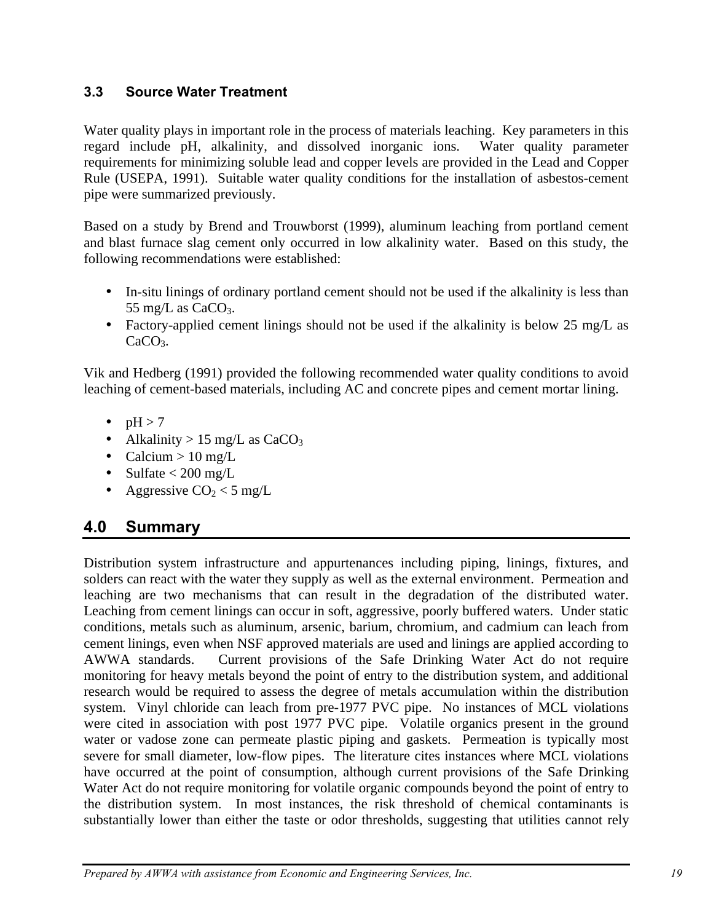### 3.3 Source Water Treatment

Water quality plays in important role in the process of materials leaching. Key parameters in this regard include pH, alkalinity, and dissolved inorganic ions. Water quality parameter requirements for minimizing soluble lead and copper levels are provided in the Lead and Copper Rule (USEPA, 1991). Suitable water quality conditions for the installation of asbestos-cement pipe were summarized previously.

Based on a study by Brend and Trouwborst (1999), aluminum leaching from portland cement and blast furnace slag cement only occurred in low alkalinity water. Based on this study, the following recommendations were established:

- In-situ linings of ordinary portland cement should not be used if the alkalinity is less than 55 mg/L as $CaCO_3$.
- Factory-applied cement linings should not be used if the alkalinity is below 25 mg/L as $CaCO_3$.

Vik and Hedberg (1991) provided the following recommended water quality conditions to avoid leaching of cement-based materials, including AC and concrete pipes and cement mortar lining.

- pH > 7
- Alkalinity > 15 mg/L as $CaCO_3$
- Calcium > 10 mg/L
- Sulfate < 200 mg/L
- Aggressive $CO_2$ < 5 mg/L

## 4.0 Summary

Distribution system infrastructure and appurtenances including piping, linings, fixtures, and solders can react with the water they supply as well as the external environment. Permeation and leaching are two mechanisms that can result in the degradation of the distributed water. Leaching from cement linings can occur in soft, aggressive, poorly buffered waters. Under static conditions, metals such as aluminum, arsenic, barium, chromium, and cadmium can leach from cement linings, even when NSF approved materials are used and linings are applied according to AWWA standards. Current provisions of the Safe Drinking Water Act do not require monitoring for heavy metals beyond the point of entry to the distribution system, and additional research would be required to assess the degree of metals accumulation within the distribution system. Vinyl chloride can leach from pre-1977 PVC pipe. No instances of MCL violations were cited in association with post 1977 PVC pipe. Volatile organics present in the ground water or vadose zone can permeate plastic piping and gaskets. Permeation is typically most severe for small diameter, low-flow pipes. The literature cites instances where MCL violations have occurred at the point of consumption, although current provisions of the Safe Drinking Water Act do not require monitoring for volatile organic compounds beyond the point of entry to the distribution system. In most instances, the risk threshold of chemical contaminants is substantially lower than either the taste or odor thresholds, suggesting that utilities cannot rely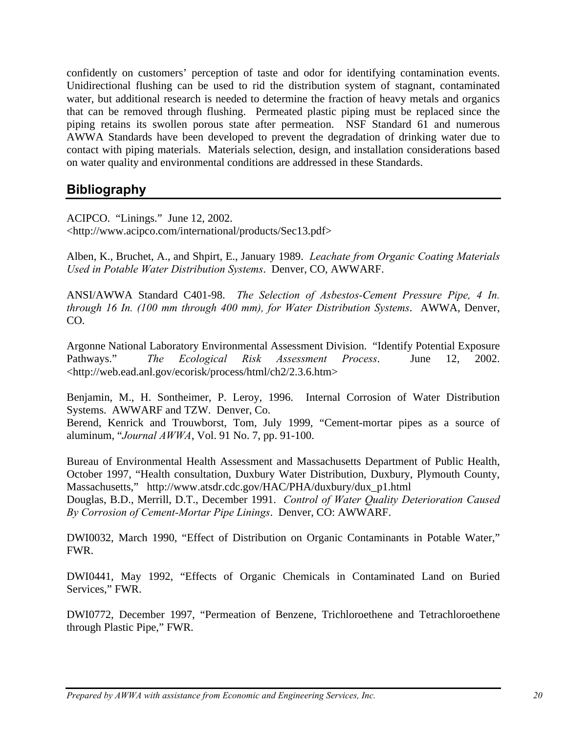confidently on customers' perception of taste and odor for identifying contamination events. Unidirectional flushing can be used to rid the distribution system of stagnant, contaminated water, but additional research is needed to determine the fraction of heavy metals and organics that can be removed through flushing. Permeated plastic piping must be replaced since the piping retains its swollen porous state after permeation. NSF Standard 61 and numerous AWWA Standards have been developed to prevent the degradation of drinking water due to contact with piping materials. Materials selection, design, and installation considerations based on water quality and environmental conditions are addressed in these Standards.

## Bibliography

ACIPCO. "Linings." June 12, 2002. <http://www.acipco.com/international/products/Sec13.pdf>

Alben, K., Bruchet, A., and Shpirt, E., January 1989. *Leachate from Organic Coating Materials Used in Potable Water Distribution Systems*. Denver, CO, AWWARF.

ANSI/AWWA Standard C401-98. *The Selection of Asbestos-Cement Pressure Pipe, 4 In. through 16 In. (100 mm through 400 mm), for Water Distribution Systems*. AWWA, Denver, CO.

Argonne National Laboratory Environmental Assessment Division. "Identify Potential Exposure Pathways." *The Ecological Risk Assessment Process*. June 12, 2002. <http://web.ead.anl.gov/ecorisk/process/html/ch2/2.3.6.htm>

Benjamin, M., H. Sontheimer, P. Leroy, 1996. Internal Corrosion of Water Distribution Systems. AWWARF and TZW. Denver, Co.

Berend, Kenrick and Trouwborst, Tom, July 1999, "Cement-mortar pipes as a source of aluminum, "*Journal AWWA*, Vol. 91 No. 7, pp. 91-100.

Bureau of Environmental Health Assessment and Massachusetts Department of Public Health, October 1997, "Health consultation, Duxbury Water Distribution, Duxbury, Plymouth County, Massachusetts," http://www.atsdr.cdc.gov/HAC/PHA/duxbury/dux_p1.html

Douglas, B.D., Merrill, D.T., December 1991. *Control of Water Quality Deterioration Caused By Corrosion of Cement-Mortar Pipe Linings*. Denver, CO: AWWARF.

DWI0032, March 1990, "Effect of Distribution on Organic Contaminants in Potable Water," FWR.

DWI0441, May 1992, "Effects of Organic Chemicals in Contaminated Land on Buried Services," FWR.

DWI0772, December 1997, "Permeation of Benzene, Trichloroethene and Tetrachloroethene through Plastic Pipe," FWR.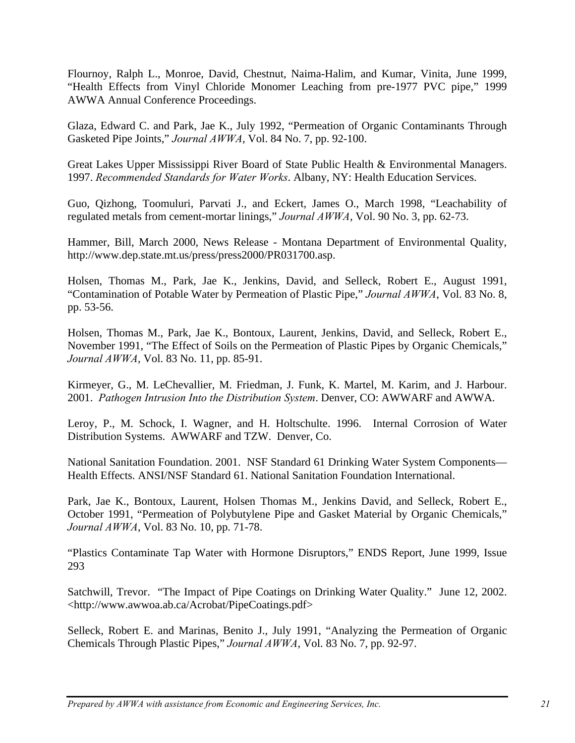Flournoy, Ralph L., Monroe, David, Chestnut, Naima-Halim, and Kumar, Vinita, June 1999, "Health Effects from Vinyl Chloride Monomer Leaching from pre-1977 PVC pipe," 1999 AWWA Annual Conference Proceedings.

Glaza, Edward C. and Park, Jae K., July 1992, "Permeation of Organic Contaminants Through Gasketed Pipe Joints," *Journal AWWA*, Vol. 84 No. 7, pp. 92-100.

Great Lakes Upper Mississippi River Board of State Public Health & Environmental Managers. 1997. *Recommended Standards for Water Works*. Albany, NY: Health Education Services.

Guo, Qizhong, Toomuluri, Parvati J., and Eckert, James O., March 1998, "Leachability of regulated metals from cement-mortar linings," *Journal AWWA*, Vol. 90 No. 3, pp. 62-73.

Hammer, Bill, March 2000, News Release - Montana Department of Environmental Quality, http://www.dep.state.mt.us/press/press2000/PR031700.asp.

Holsen, Thomas M., Park, Jae K., Jenkins, David, and Selleck, Robert E., August 1991, "Contamination of Potable Water by Permeation of Plastic Pipe," *Journal AWWA*, Vol. 83 No. 8, pp. 53-56.

Holsen, Thomas M., Park, Jae K., Bontoux, Laurent, Jenkins, David, and Selleck, Robert E., November 1991, "The Effect of Soils on the Permeation of Plastic Pipes by Organic Chemicals," *Journal AWWA*, Vol. 83 No. 11, pp. 85-91.

Kirmeyer, G., M. LeChevallier, M. Friedman, J. Funk, K. Martel, M. Karim, and J. Harbour. 2001. *Pathogen Intrusion Into the Distribution System*. Denver, CO: AWWARF and AWWA.

Leroy, P., M. Schock, I. Wagner, and H. Holtschulte. 1996. Internal Corrosion of Water Distribution Systems. AWWARF and TZW. Denver, Co.

National Sanitation Foundation. 2001. NSF Standard 61 Drinking Water System Components—Health Effects. ANSI/NSF Standard 61. National Sanitation Foundation International.

Park, Jae K., Bontoux, Laurent, Holsen Thomas M., Jenkins David, and Selleck, Robert E., October 1991, "Permeation of Polybutylene Pipe and Gasket Material by Organic Chemicals," *Journal AWWA*, Vol. 83 No. 10, pp. 71-78.

"Plastics Contaminate Tap Water with Hormone Disruptors," ENDS Report, June 1999, Issue 293

Satchwill, Trevor. "The Impact of Pipe Coatings on Drinking Water Quality." June 12, 2002. <http://www.awwoa.ab.ca/Acrobat/PipeCoatings.pdf>

Selleck, Robert E. and Marinas, Benito J., July 1991, "Analyzing the Permeation of Organic Chemicals Through Plastic Pipes," *Journal AWWA*, Vol. 83 No. 7, pp. 92-97.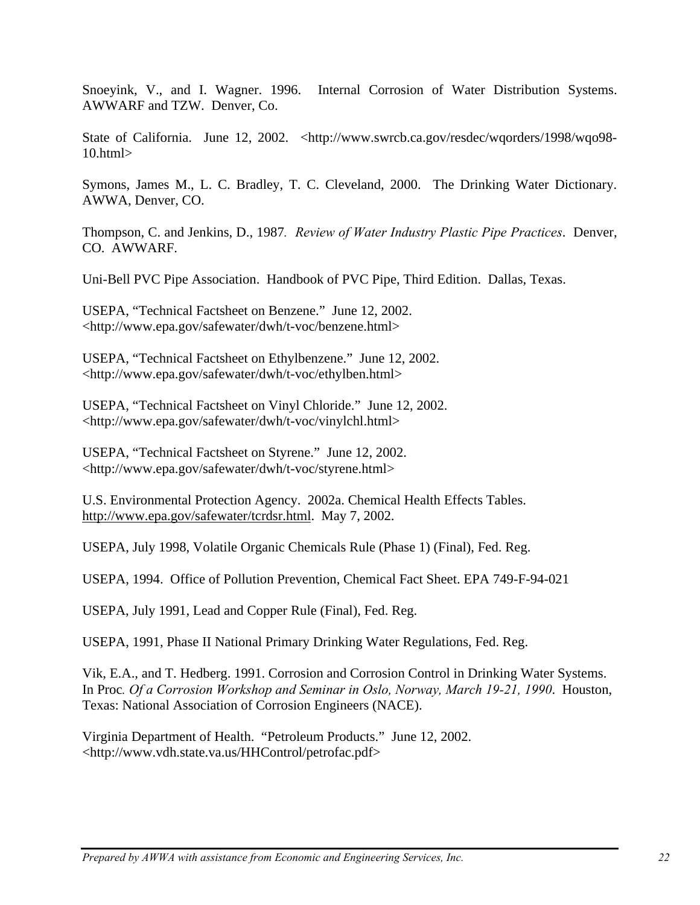Snoeyink, V., and I. Wagner. 1996. Internal Corrosion of Water Distribution Systems. AWWARF and TZW. Denver, Co.

State of California. June 12, 2002. <http://www.swrcb.ca.gov/resdec/wqorders/1998/wqo98-10.html>

Symons, James M., L. C. Bradley, T. C. Cleveland, 2000. The Drinking Water Dictionary. AWWA, Denver, CO.

Thompson, C. and Jenkins, D., 1987. *Review of Water Industry Plastic Pipe Practices*. Denver, CO. AWWARF.

Uni-Bell PVC Pipe Association. Handbook of PVC Pipe, Third Edition. Dallas, Texas.

USEPA, "Technical Factsheet on Benzene." June 12, 2002. <http://www.epa.gov/safewater/dwh/t-voc/benzene.html>

USEPA, "Technical Factsheet on Ethylbenzene." June 12, 2002. <http://www.epa.gov/safewater/dwh/t-voc/ethylben.html>

USEPA, "Technical Factsheet on Vinyl Chloride." June 12, 2002. <http://www.epa.gov/safewater/dwh/t-voc/vinylchl.html>

USEPA, "Technical Factsheet on Styrene." June 12, 2002. <http://www.epa.gov/safewater/dwh/t-voc/styrene.html>

U.S. Environmental Protection Agency. 2002a. Chemical Health Effects Tables. http://www.epa.gov/safewater/tcrdsr.html. May 7, 2002.

USEPA, July 1998, Volatile Organic Chemicals Rule (Phase 1) (Final), Fed. Reg.

USEPA, 1994. Office of Pollution Prevention, Chemical Fact Sheet. EPA 749-F-94-021

USEPA, July 1991, Lead and Copper Rule (Final), Fed. Reg.

USEPA, 1991, Phase II National Primary Drinking Water Regulations, Fed. Reg.

Vik, E.A., and T. Hedberg. 1991. Corrosion and Corrosion Control in Drinking Water Systems. In Proc*. Of a Corrosion Workshop and Seminar in Oslo, Norway, March 19-21, 1990*. Houston, Texas: National Association of Corrosion Engineers (NACE).

Virginia Department of Health. "Petroleum Products." June 12, 2002. <http://www.vdh.state.va.us/HHControl/petrofac.pdf>